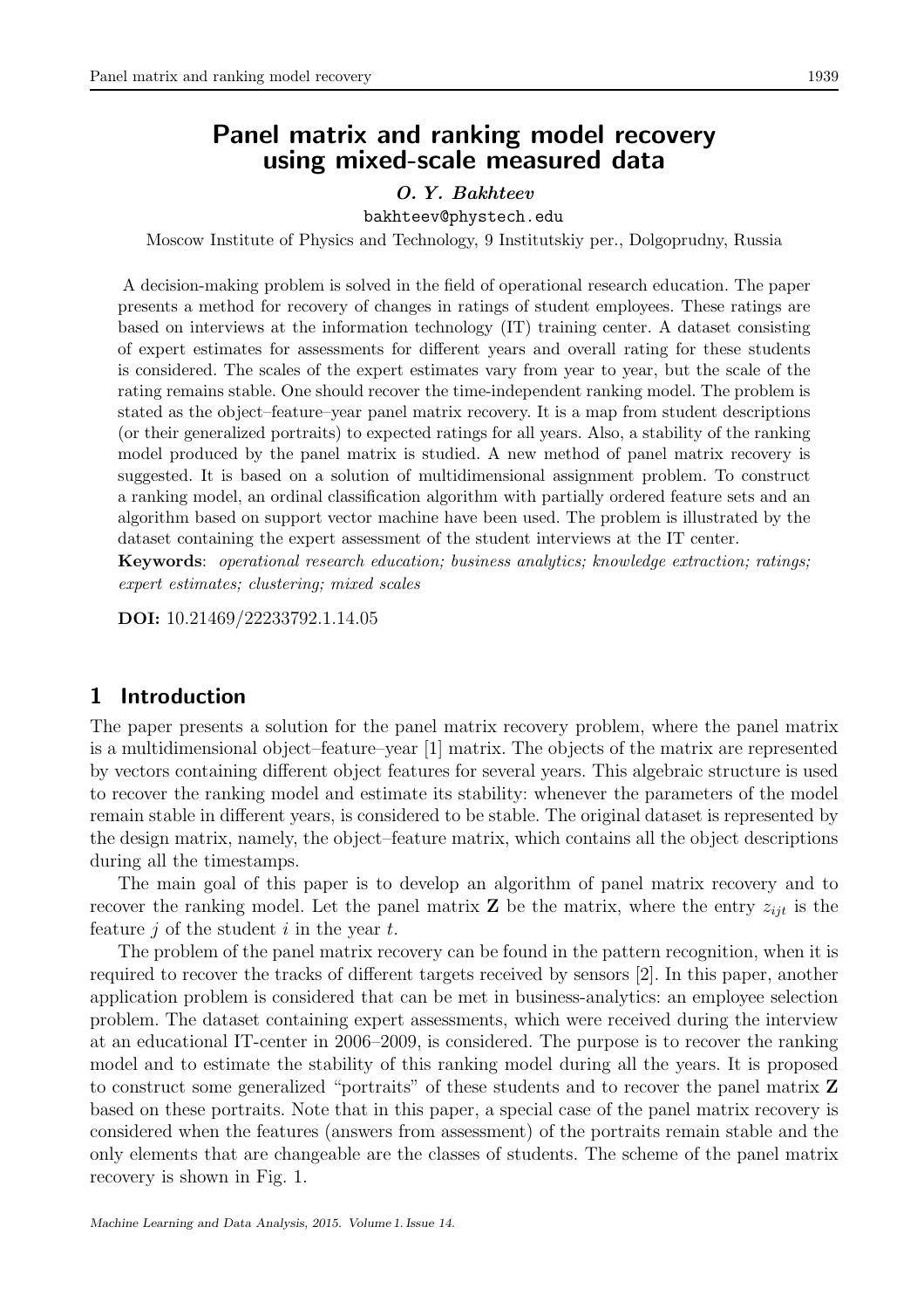# Panel matrix and ranking model recovery using mixed-scale measured data

***O. Y. Bakhteev***

bakhteev@phystech.edu

Moscow Institute of Physics and Technology, 9 Institutskiy per., Dolgoprudny, Russia

A decision-making problem is solved in the field of operational research education. The paper presents a method for recovery of changes in ratings of student employees. These ratings are based on interviews at the information technology (IT) training center. A dataset consisting of expert estimates for assessments for different years and overall rating for these students is considered. The scales of the expert estimates vary from year to year, but the scale of the rating remains stable. One should recover the time-independent ranking model. The problem is stated as the object–feature–year panel matrix recovery. It is a map from student descriptions (or their generalized portraits) to expected ratings for all years. Also, a stability of the ranking model produced by the panel matrix is studied. A new method of panel matrix recovery is suggested. It is based on a solution of multidimensional assignment problem. To construct a ranking model, an ordinal classification algorithm with partially ordered feature sets and an algorithm based on support vector machine have been used. The problem is illustrated by the dataset containing the expert assessment of the student interviews at the IT center.

**Keywords**: *operational research education; business analytics; knowledge extraction; ratings; expert estimates; clustering; mixed scales*

**DOI:** 10.21469/22233792.1.14.05

## 1 Introduction

The paper presents a solution for the panel matrix recovery problem, where the panel matrix is a multidimensional object–feature–year [1] matrix. The objects of the matrix are represented by vectors containing different object features for several years. This algebraic structure is used to recover the ranking model and estimate its stability: whenever the parameters of the model remain stable in different years, is considered to be stable. The original dataset is represented by the design matrix, namely, the object–feature matrix, which contains all the object descriptions during all the timestamps.

The main goal of this paper is to develop an algorithm of panel matrix recovery and to recover the ranking model. Let the panel matrix $\mathbf{Z}$ be the matrix, where the entry $z_{ijt}$ is the feature $j$ of the student $i$ in the year $t$.

The problem of the panel matrix recovery can be found in the pattern recognition, when it is required to recover the tracks of different targets received by sensors [2]. In this paper, another application problem is considered that can be met in business-analytics: an employee selection problem. The dataset containing expert assessments, which were received during the interview at an educational IT-center in 2006–2009, is considered. The purpose is to recover the ranking model and to estimate the stability of this ranking model during all the years. It is proposed to construct some generalized "portraits" of these students and to recover the panel matrix $\mathbf{Z}$ based on these portraits. Note that in this paper, a special case of the panel matrix recovery is considered when the features (answers from assessment) of the portraits remain stable and the only elements that are changeable are the classes of students. The scheme of the panel matrix recovery is shown in Fig. 1.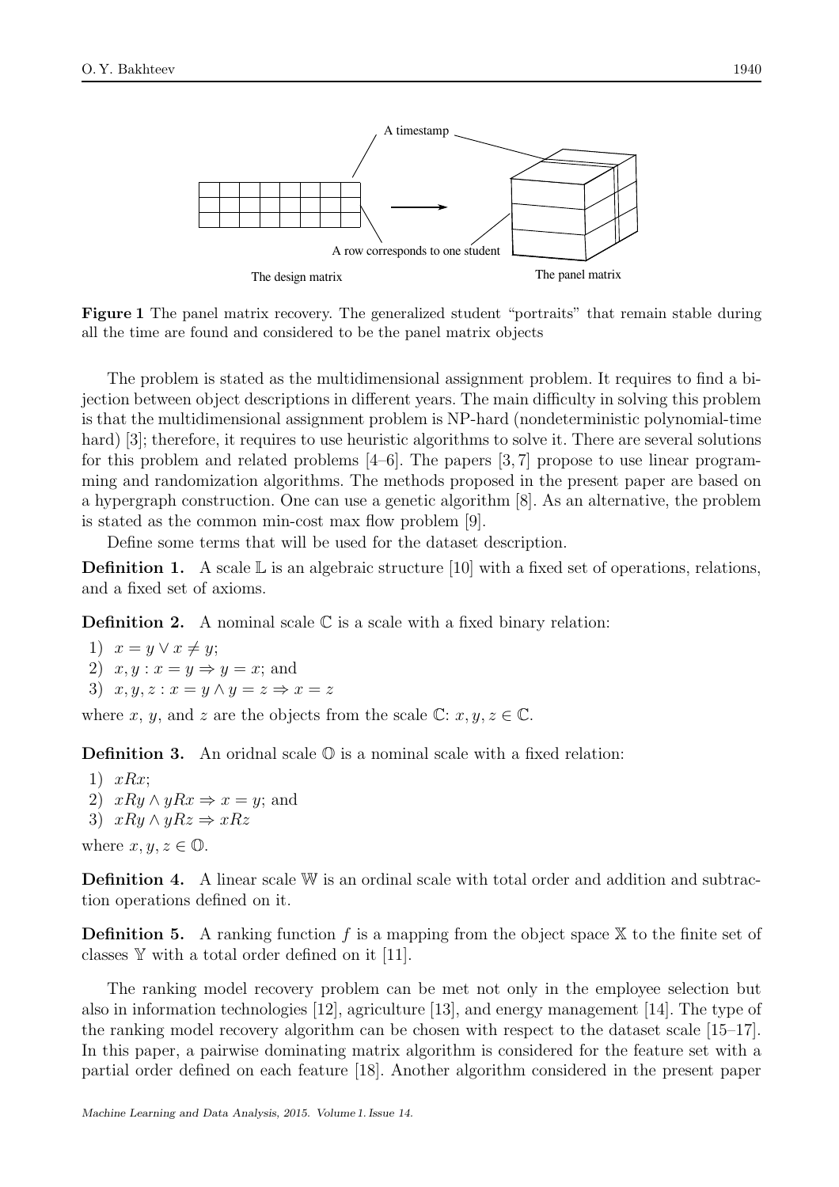**Figure 1** The panel matrix recovery. The generalized student "portraits" that remain stable during all the time are found and considered to be the panel matrix objects

The problem is stated as the multidimensional assignment problem. It requires to find a bijection between object descriptions in different years. The main difficulty in solving this problem is that the multidimensional assignment problem is NP-hard (nondeterministic polynomial-time hard) [3]; therefore, it requires to use heuristic algorithms to solve it. There are several solutions for this problem and related problems [4–6]. The papers [3, 7] propose to use linear programming and randomization algorithms. The methods proposed in the present paper are based on a hypergraph construction. One can use a genetic algorithm [8]. As an alternative, the problem is stated as the common min-cost max flow problem [9].

Define some terms that will be used for the dataset description.

**Definition 1.** A scale $\mathbb{L}$ is an algebraic structure [10] with a fixed set of operations, relations, and a fixed set of axioms.

**Definition 2.** A nominal scale $\mathbb{C}$ is a scale with a fixed binary relation:

1) $x = y \vee x \neq y$;
2) $x, y : x = y \Rightarrow y = x$; and
3) $x, y, z : x = y \wedge y = z \Rightarrow x = z$

where $x$, $y$, and $z$ are the objects from the scale $\mathbb{C}$: $x, y, z \in \mathbb{C}$.

**Definition 3.** An oridnal scale $\mathbb{O}$ is a nominal scale with a fixed relation:

1) $xRx$;
2) $xRy \wedge yRx \Rightarrow x = y$; and
3) $xRy \wedge yRz \Rightarrow xRz$

where $x, y, z \in \mathbb{O}$.

**Definition 4.** A linear scale $\mathbb{W}$ is an ordinal scale with total order and addition and subtraction operations defined on it.

**Definition 5.** A ranking function $f$ is a mapping from the object space $\mathbb{X}$ to the finite set of classes $\mathbb{Y}$ with a total order defined on it [11].

The ranking model recovery problem can be met not only in the employee selection but also in information technologies [12], agriculture [13], and energy management [14]. The type of the ranking model recovery algorithm can be chosen with respect to the dataset scale [15–17]. In this paper, a pairwise dominating matrix algorithm is considered for the feature set with a partial order defined on each feature [18]. Another algorithm considered in the present paper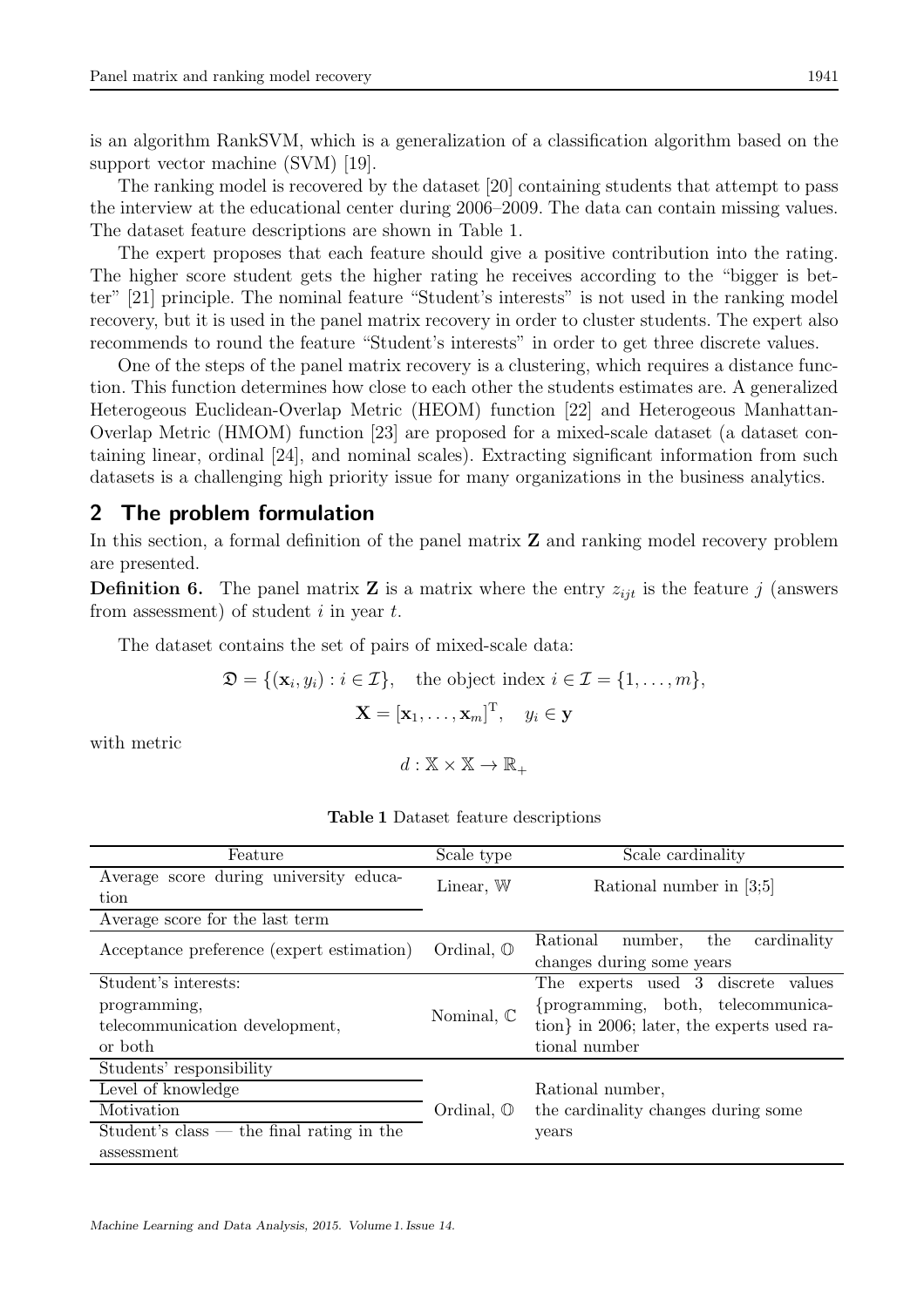is an algorithm RankSVM, which is a generalization of a classification algorithm based on the support vector machine (SVM) [19].

The ranking model is recovered by the dataset [20] containing students that attempt to pass the interview at the educational center during 2006–2009. The data can contain missing values. The dataset feature descriptions are shown in Table 1.

The expert proposes that each feature should give a positive contribution into the rating. The higher score student gets the higher rating he receives according to the "bigger is better" [21] principle. The nominal feature "Student's interests" is not used in the ranking model recovery, but it is used in the panel matrix recovery in order to cluster students. The expert also recommends to round the feature "Student's interests" in order to get three discrete values.

One of the steps of the panel matrix recovery is a clustering, which requires a distance function. This function determines how close to each other the students estimates are. A generalized Heterogeneous Euclidean-Overlap Metric (HEOM) function [22] and Heterogeneous Manhattan-Overlap Metric (HMOM) function [23] are proposed for a mixed-scale dataset (a dataset containing linear, ordinal [24], and nominal scales). Extracting significant information from such datasets is a challenging high priority issue for many organizations in the business analytics.

## 2 The problem formulation

In this section, a formal definition of the panel matrix $\mathbf{Z}$ and ranking model recovery problem are presented.

**Definition 6.** The panel matrix $\mathbf{Z}$ is a matrix where the entry $z_{ijt}$ is the feature $j$ (answers from assessment) of student $i$ in year $t$.

The dataset contains the set of pairs of mixed-scale data:

$$\mathfrak{D} = \{(\mathbf{x}_i, y_i) : i \in \mathcal{I}\}, \quad \text{the object index } i \in \mathcal{I} = \{1, \ldots, m\},$$

$$\mathbf{X} = [\mathbf{x}_1, \ldots, \mathbf{x}_m]^{\mathrm{T}}, \quad y_i \in \mathbf{y}$$

with metric

$$d : \mathbb{X} \times \mathbb{X} \to \mathbb{R}_+$$

**Table 1** Dataset feature descriptions

| Feature | Scale type | Scale cardinality |
|---|---|---|
| Average score during university education | Linear, $\mathbb{W}$ | Rational number in [3;5] |
| Average score for the last term | | |
| Acceptance preference (expert estimation) | Ordinal, $\mathbb{O}$ | Rational number, the cardinality changes during some years |
| Student's interests: programming, telecommunication development, or both | Nominal, $\mathbb{C}$ | The experts used 3 discrete values {programming, both, telecommunication} in 2006; later, the experts used rational number |
| Students' responsibility | Ordinal, $\mathbb{O}$ | Rational number, the cardinality changes during some years |
| Level of knowledge | | |
| Motivation | | |
| Student's class — the final rating in the assessment | | |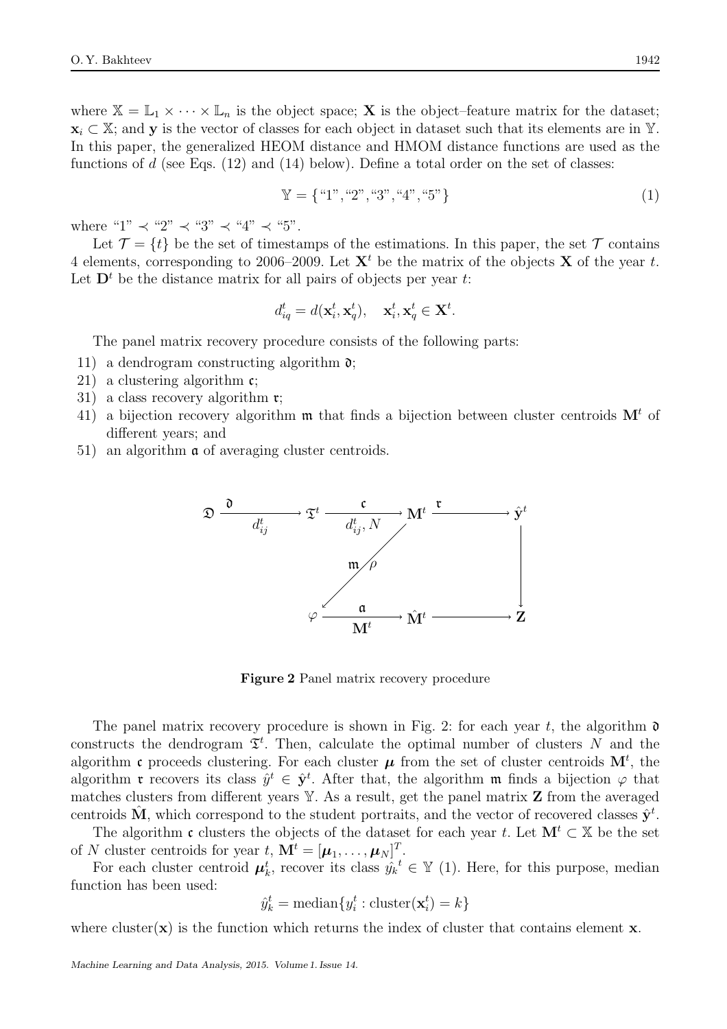where $\mathbb{X} = \mathbb{L}_1 \times \cdots \times \mathbb{L}_n$ is the object space; $\mathbf{X}$ is the object–feature matrix for the dataset; $\mathbf{x}_i \subset \mathbb{X}$; and $\mathbf{y}$ is the vector of classes for each object in dataset such that its elements are in $\mathbb{Y}$. In this paper, the generalized HEOM distance and HMOM distance functions are used as the functions of $d$ (see Eqs. (12) and (14) below). Define a total order on the set of classes:

$$\mathbb{Y} = \{\text{“1”}, \text{“2”}, \text{“3”}, \text{“4”}, \text{“5”}\} \tag{1}$$

where “1” $\prec$ “2” $\prec$ “3” $\prec$ “4” $\prec$ “5”.

Let $\mathcal{T} = \{t\}$ be the set of timestamps of the estimations. In this paper, the set $\mathcal{T}$ contains 4 elements, corresponding to 2006–2009. Let $\mathbf{X}^t$ be the matrix of the objects $\mathbf{X}$ of the year $t$. Let $\mathbf{D}^t$ be the distance matrix for all pairs of objects per year $t$:

$$d^t_{iq} = d(\mathbf{x}^t_i, \mathbf{x}^t_q), \quad \mathbf{x}^t_i, \mathbf{x}^t_q \in \mathbf{X}^t.$$

The panel matrix recovery procedure consists of the following parts:

11) a dendrogram constructing algorithm $\mathfrak{d}$;
21) a clustering algorithm $\mathfrak{c}$;
31) a class recovery algorithm $\mathfrak{r}$;
41) a bijection recovery algorithm $\mathfrak{m}$ that finds a bijection between cluster centroids $\mathbf{M}^t$ of different years; and
51) an algorithm $\mathfrak{a}$ of averaging cluster centroids.

$$\begin{array}{ccccccc}
\mathfrak{D} & \xrightarrow[d^t_{ij}]{\mathfrak{d}} & \mathfrak{T}^t & \xrightarrow[d^t_{ij},\, N]{\mathfrak{c}} & \mathbf{M}^t & \xrightarrow{\mathfrak{r}} & \hat{\mathbf{y}}^t \\
 & & & \swarrow{\scriptstyle \mathfrak{m}/\rho} & & & \downarrow \\
 & & \varphi & \xrightarrow[\mathbf{M}^t]{\mathfrak{a}} & \hat{\mathbf{M}}^t & \longrightarrow & \mathbf{Z}
\end{array}$$

**Figure 2** Panel matrix recovery procedure

The panel matrix recovery procedure is shown in Fig. 2: for each year $t$, the algorithm $\mathfrak{d}$ constructs the dendrogram $\mathfrak{T}^t$. Then, calculate the optimal number of clusters $N$ and the algorithm $\mathfrak{c}$ proceeds clustering. For each cluster $\boldsymbol{\mu}$ from the set of cluster centroids $\mathbf{M}^t$, the algorithm $\mathfrak{r}$ recovers its class $\hat{y}^t \in \hat{\mathbf{y}}^t$. After that, the algorithm $\mathfrak{m}$ finds a bijection $\varphi$ that matches clusters from different years $\mathbb{Y}$. As a result, get the panel matrix $\mathbf{Z}$ from the averaged centroids $\hat{\mathbf{M}}$, which correspond to the student portraits, and the vector of recovered classes $\hat{\mathbf{y}}^t$.

The algorithm $\mathfrak{c}$ clusters the objects of the dataset for each year $t$. Let $\mathbf{M}^t \subset \mathbb{X}$ be the set of $N$ cluster centroids for year $t$, $\mathbf{M}^t = [\boldsymbol{\mu}_1, \ldots, \boldsymbol{\mu}_N]^T$.

For each cluster centroid $\boldsymbol{\mu}^t_k$, recover its class $\hat{y_k}^t \in \mathbb{Y}$ (1). Here, for this purpose, median function has been used:

$$\hat{y}^t_k = \text{median}\{y^t_i : \text{cluster}(\mathbf{x}^t_i) = k\}$$

where $\text{cluster}(\mathbf{x})$ is the function which returns the index of cluster that contains element $\mathbf{x}$.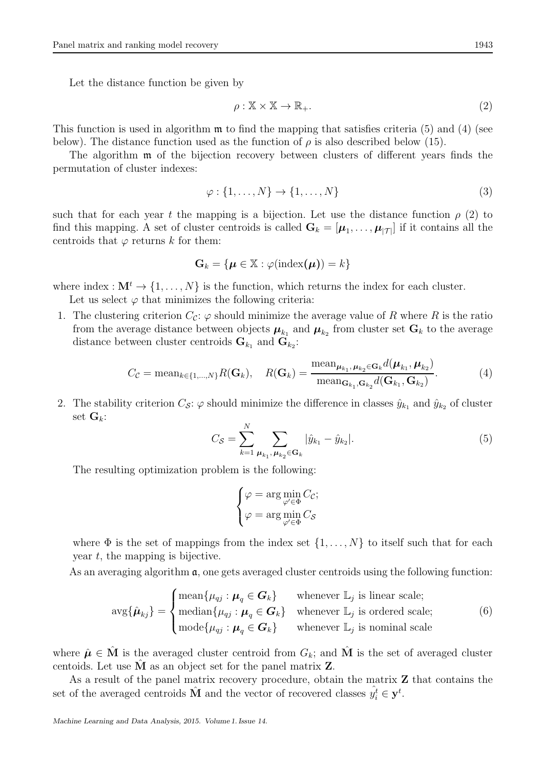Let the distance function be given by

$$\rho : \mathbb{X} \times \mathbb{X} \to \mathbb{R}_{+}. \tag{2}$$

This function is used in algorithm $\mathfrak{m}$ to find the mapping that satisfies criteria (5) and (4) (see below). The distance function used as the function of $\rho$ is also described below (15).

The algorithm $\mathfrak{m}$ of the bijection recovery between clusters of different years finds the permutation of cluster indexes:

$$\varphi : \{1, \ldots, N\} \to \{1, \ldots, N\} \tag{3}$$

such that for each year $t$ the mapping is a bijection. Let use the distance function $\rho$ (2) to find this mapping. A set of cluster centroids is called $\mathbf{G}_k = [\boldsymbol{\mu}_1, \ldots, \boldsymbol{\mu}_{|\mathcal{T}|}]$ if it contains all the centroids that $\varphi$ returns $k$ for them:

$$\mathbf{G}_k = \{\boldsymbol{\mu} \in \mathbb{X} : \varphi(\text{index}(\boldsymbol{\mu})) = k\}$$

where $\text{index} : \mathbf{M}^t \to \{1, \ldots, N\}$ is the function, which returns the index for each cluster.

Let us select $\varphi$ that minimizes the following criteria:

1. The clustering criterion $C_{\mathcal{C}}$: $\varphi$ should minimize the average value of $R$ where $R$ is the ratio from the average distance between objects $\boldsymbol{\mu}_{k_1}$ and $\boldsymbol{\mu}_{k_2}$ from cluster set $\mathbf{G}_k$ to the average distance between cluster centroids $\mathbf{G}_{k_1}$ and $\mathbf{G}_{k_2}$:

$$C_{\mathcal{C}} = \text{mean}_{k \in \{1,\ldots,N\}} R(\mathbf{G}_k), \quad R(\mathbf{G}_k) = \frac{\text{mean}_{\boldsymbol{\mu}_{k_1}, \boldsymbol{\mu}_{k_2} \in \mathbf{G}_k} d(\boldsymbol{\mu}_{k_1}, \boldsymbol{\mu}_{k_2})}{\text{mean}_{\mathbf{G}_{k_1}, \mathbf{G}_{k_2}} d(\mathbf{G}_{k_1}, \mathbf{G}_{k_2})}. \tag{4}$$

2. The stability criterion $C_{\mathcal{S}}$: $\varphi$ should minimize the difference in classes $\hat{y}_{k_1}$ and $\hat{y}_{k_2}$ of cluster set $\mathbf{G}_k$:

$$C_{\mathcal{S}} = \sum_{k=1}^{N} \sum_{\boldsymbol{\mu}_{k_1}, \boldsymbol{\mu}_{k_2} \in \mathbf{G}_k} |\hat{y}_{k_1} - \hat{y}_{k_2}|. \tag{5}$$

The resulting optimization problem is the following:

$$\begin{cases} \varphi = \arg\min\limits_{\varphi' \in \Phi} C_{\mathcal{C}}; \\ \varphi = \arg\min\limits_{\varphi' \in \Phi} C_{\mathcal{S}} \end{cases}$$

where $\Phi$ is the set of mappings from the index set $\{1, \ldots, N\}$ to itself such that for each year $t$, the mapping is bijective.

As an averaging algorithm $\mathfrak{a}$, one gets averaged cluster centroids using the following function:

$$\text{avg}\{\hat{\boldsymbol{\mu}}_{kj}\} = \begin{cases} \text{mean}\{\mu_{qj} : \boldsymbol{\mu}_q \in \boldsymbol{G}_k\} & \text{whenever } \mathbb{L}_j \text{ is linear scale;} \\ \text{median}\{\mu_{qj} : \boldsymbol{\mu}_q \in \boldsymbol{G}_k\} & \text{whenever } \mathbb{L}_j \text{ is ordered scale;} \\ \text{mode}\{\mu_{qj} : \boldsymbol{\mu}_q \in \boldsymbol{G}_k\} & \text{whenever } \mathbb{L}_j \text{ is nominal scale} \end{cases} \tag{6}$$

where $\hat{\boldsymbol{\mu}} \in \hat{\mathbf{M}}$ is the averaged cluster centroid from $G_k$; and $\hat{\mathbf{M}}$ is the set of averaged cluster centoids. Let use $\hat{\mathbf{M}}$ as an object set for the panel matrix $\mathbf{Z}$.

As a result of the panel matrix recovery procedure, obtain the matrix $\mathbf{Z}$ that contains the set of the averaged centroids $\hat{\mathbf{M}}$ and the vector of recovered classes $\hat{y_i^t} \in \mathbf{y}^t$.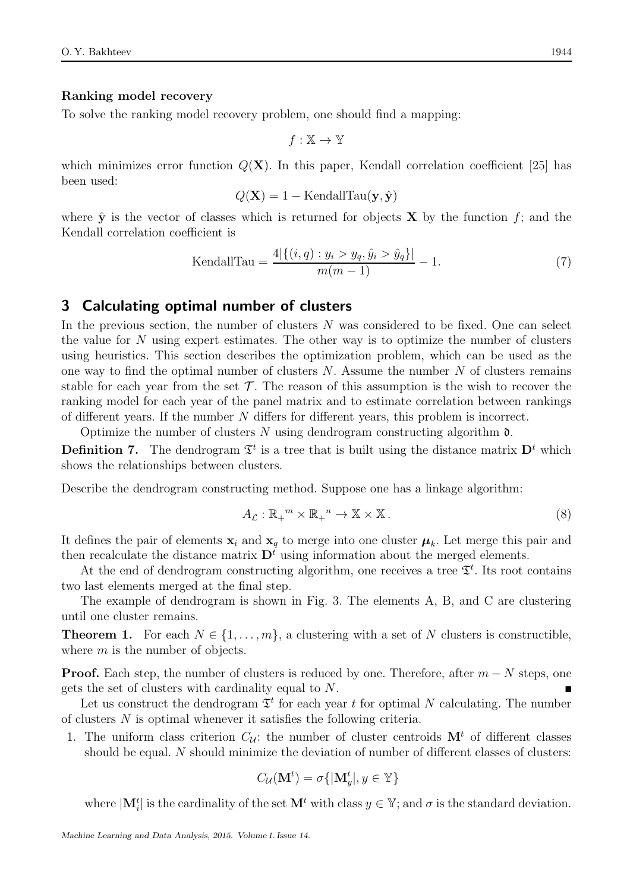#### Ranking model recovery

To solve the ranking model recovery problem, one should find a mapping:

$$f : \mathbb{X} \to \mathbb{Y}$$

which minimizes error function $Q(\mathbf{X})$. In this paper, Kendall correlation coefficient [25] has been used:

$$Q(\mathbf{X}) = 1 - \text{KendallTau}(\mathbf{y}, \hat{\mathbf{y}})$$

where $\hat{\mathbf{y}}$ is the vector of classes which is returned for objects $\mathbf{X}$ by the function $f$; and the Kendall correlation coefficient is

$$\text{KendallTau} = \frac{4|\{(i,q) : y_i > y_q, \hat{y}_i > \hat{y}_q\}|}{m(m-1)} - 1. \tag{7}$$

## 3 Calculating optimal number of clusters

In the previous section, the number of clusters $N$ was considered to be fixed. One can select the value for $N$ using expert estimates. The other way is to optimize the number of clusters using heuristics. This section describes the optimization problem, which can be used as the one way to find the optimal number of clusters $N$. Assume the number $N$ of clusters remains stable for each year from the set $\mathcal{T}$. The reason of this assumption is the wish to recover the ranking model for each year of the panel matrix and to estimate correlation between rankings of different years. If the number $N$ differs for different years, this problem is incorrect.

Optimize the number of clusters $N$ using dendrogram constructing algorithm $\mathfrak{d}$.

**Definition 7.** The dendrogram $\mathfrak{T}^t$ is a tree that is built using the distance matrix $\mathbf{D}^t$ which shows the relationships between clusters.

Describe the dendrogram constructing method. Suppose one has a linkage algorithm:

$$A_{\mathcal{L}} : {\mathbb{R}_+}^m \times {\mathbb{R}_+}^n \to \mathbb{X} \times \mathbb{X}\,. \tag{8}$$

It defines the pair of elements $\mathbf{x}_i$ and $\mathbf{x}_q$ to merge into one cluster $\boldsymbol{\mu}_k$. Let merge this pair and then recalculate the distance matrix $\mathbf{D}^t$ using information about the merged elements.

At the end of dendrogram constructing algorithm, one receives a tree $\mathfrak{T}^t$. Its root contains two last elements merged at the final step.

The example of dendrogram is shown in Fig. 3. The elements A, B, and C are clustering until one cluster remains.

**Theorem 1.** For each $N \in \{1, \ldots, m\}$, a clustering with a set of $N$ clusters is constructible, where $m$ is the number of objects.

**Proof.** Each step, the number of clusters is reduced by one. Therefore, after $m - N$ steps, one gets the set of clusters with cardinality equal to $N$. ∎

Let us construct the dendrogram $\mathfrak{T}^t$ for each year $t$ for optimal $N$ calculating. The number of clusters $N$ is optimal whenever it satisfies the following criteria.

1. The uniform class criterion $C_{\mathcal{U}}$: the number of cluster centroids $\mathbf{M}^t$ of different classes should be equal. $N$ should minimize the deviation of number of different classes of clusters:

   $$C_{\mathcal{U}}(\mathbf{M}^t) = \sigma\{|\mathbf{M}^t_y|, y \in \mathbb{Y}\}$$

   where $|\mathbf{M}^t_i|$ is the cardinality of the set $\mathbf{M}^t$ with class $y \in \mathbb{Y}$; and $\sigma$ is the standard deviation.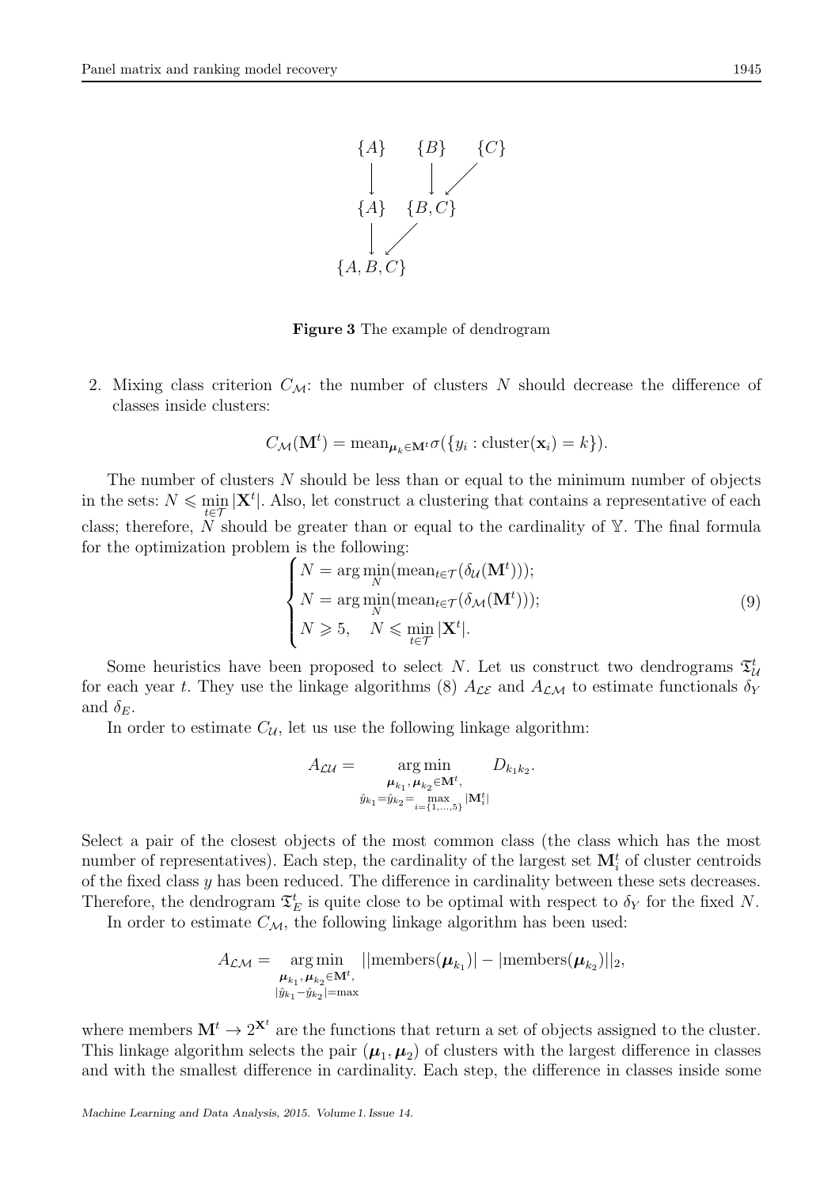$$
\begin{array}{ccc}
\{A\} & \{B\} & \{C\} \\
\downarrow & \downarrow & \swarrow \\
\{A\} & \{B, C\} & \\
\downarrow & \swarrow & \\
\{A, B, C\} & &
\end{array}
$$

**Figure 3** The example of dendrogram

2. Mixing class criterion $C_{\mathcal{M}}$: the number of clusters $N$ should decrease the difference of classes inside clusters:

$$
C_{\mathcal{M}}(\mathbf{M}^t) = \mathrm{mean}_{\boldsymbol{\mu}_k \in \mathbf{M}^t} \sigma(\{y_i : \mathrm{cluster}(\mathbf{x}_i) = k\}).
$$

The number of clusters $N$ should be less than or equal to the minimum number of objects in the sets: $N \leqslant \min\limits_{t \in \mathcal{T}} |\mathbf{X}^t|$. Also, let construct a clustering that contains a representative of each class; therefore, $N$ should be greater than or equal to the cardinality of $\mathbb{Y}$. The final formula for the optimization problem is the following:

$$
\begin{cases}
N = \arg\min\limits_{N} (\mathrm{mean}_{t \in \mathcal{T}}(\delta_{\mathcal{U}}(\mathbf{M}^t))); \\
N = \arg\min\limits_{N} (\mathrm{mean}_{t \in \mathcal{T}}(\delta_{\mathcal{M}}(\mathbf{M}^t))); \\
N \geqslant 5, \quad N \leqslant \min\limits_{t \in \mathcal{T}} |\mathbf{X}^t|.
\end{cases}
\tag{9}
$$

Some heuristics have been proposed to select $N$. Let us construct two dendrograms $\mathfrak{T}^t_{\mathcal{U}}$ for each year $t$. They use the linkage algorithms (8) $A_{\mathcal{LE}}$ and $A_{\mathcal{LM}}$ to estimate functionals $\delta_Y$ and $\delta_E$.

In order to estimate $C_{\mathcal{U}}$, let us use the following linkage algorithm:

$$
A_{\mathcal{LU}} = \mathop{\arg\min}_{\substack{\boldsymbol{\mu}_{k_1}, \boldsymbol{\mu}_{k_2} \in \mathbf{M}^t, \\ \hat{y}_{k_1} = \hat{y}_{k_2} = \max\limits_{i = \{1, \dots, 5\}} |\mathbf{M}^t_i|}} D_{k_1 k_2}.
$$

Select a pair of the closest objects of the most common class (the class which has the most number of representatives). Each step, the cardinality of the largest set $\mathbf{M}^t_i$ of cluster centroids of the fixed class $y$ has been reduced. The difference in cardinality between these sets decreases. Therefore, the dendrogram $\mathfrak{T}^t_E$ is quite close to be optimal with respect to $\delta_Y$ for the fixed $N$.

In order to estimate $C_{\mathcal{M}}$, the following linkage algorithm has been used:

$$
A_{\mathcal{LM}} = \mathop{\arg\min}_{\substack{\boldsymbol{\mu}_{k_1}, \boldsymbol{\mu}_{k_2} \in \mathbf{M}^t, \\ |\hat{y}_{k_1} - \hat{y}_{k_2}| = \max}} ||\mathrm{members}(\boldsymbol{\mu}_{k_1})| - |\mathrm{members}(\boldsymbol{\mu}_{k_2})||_2,
$$

where members $\mathbf{M}^t \to 2^{\mathbf{X}^t}$ are the functions that return a set of objects assigned to the cluster. This linkage algorithm selects the pair $(\boldsymbol{\mu}_1, \boldsymbol{\mu}_2)$ of clusters with the largest difference in classes and with the smallest difference in cardinality. Each step, the difference in classes inside some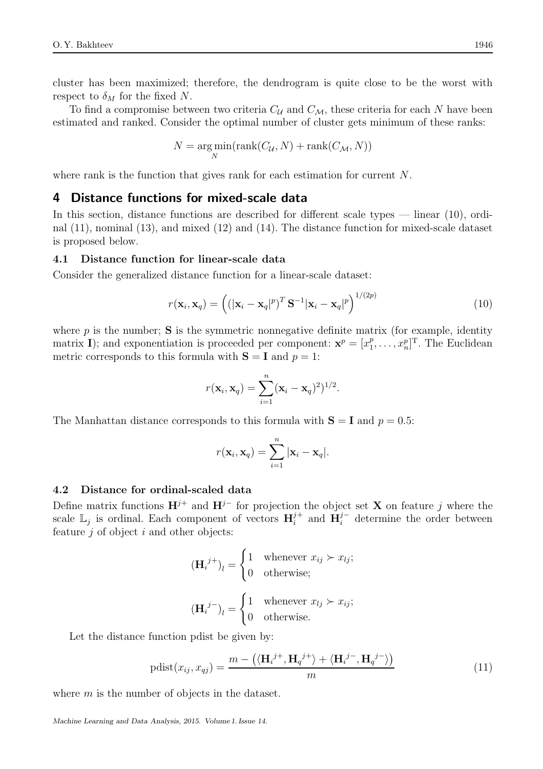cluster has been maximized; therefore, the dendrogram is quite close to be the worst with respect to $\delta_M$ for the fixed $N$.

To find a compromise between two criteria $C_{\mathcal{U}}$ and $C_{\mathcal{M}}$, these criteria for each $N$ have been estimated and ranked. Consider the optimal number of cluster gets minimum of these ranks:

$$N = \arg\min_N (\text{rank}(C_{\mathcal{U}}, N) + \text{rank}(C_{\mathcal{M}}, N))$$

where rank is the function that gives rank for each estimation for current $N$.

## 4 Distance functions for mixed-scale data

In this section, distance functions are described for different scale types — linear (10), ordinal (11), nominal (13), and mixed (12) and (14). The distance function for mixed-scale dataset is proposed below.

### 4.1 Distance function for linear-scale data

Consider the generalized distance function for a linear-scale dataset:

$$r(\mathbf{x}_i, \mathbf{x}_q) = \left( (|\mathbf{x}_i - \mathbf{x}_q|^p)^T \mathbf{S}^{-1} |\mathbf{x}_i - \mathbf{x}_q|^p \right)^{1/(2p)} \tag{10}$$

where $p$ is the number; $\mathbf{S}$ is the symmetric nonnegative definite matrix (for example, identity matrix $\mathbf{I}$); and exponentiation is proceeded per component: $\mathbf{x}^p = [x_1^p, \ldots, x_n^p]^{\text{T}}$. The Euclidean metric corresponds to this formula with $\mathbf{S} = \mathbf{I}$ and $p = 1$:

$$r(\mathbf{x}_i, \mathbf{x}_q) = \sum_{i=1}^{n} (\mathbf{x}_i - \mathbf{x}_q)^2)^{1/2}.$$

The Manhattan distance corresponds to this formula with $\mathbf{S} = \mathbf{I}$ and $p = 0.5$:

$$r(\mathbf{x}_i, \mathbf{x}_q) = \sum_{i=1}^{n} |\mathbf{x}_i - \mathbf{x}_q|.$$

### 4.2 Distance for ordinal-scaled data

Define matrix functions $\mathbf{H}^{j+}$ and $\mathbf{H}^{j-}$ for projection the object set $\mathbf{X}$ on feature $j$ where the scale $\mathbb{L}_j$ is ordinal. Each component of vectors $\mathbf{H}_i^{j+}$ and $\mathbf{H}_i^{j-}$ determine the order between feature $j$ of object $i$ and other objects:

$$(\mathbf{H}_i{}^{j+})_l = \begin{cases} 1 & \text{whenever } x_{ij} \succ x_{lj}; \\ 0 & \text{otherwise}; \end{cases}$$

$$(\mathbf{H}_i{}^{j-})_l = \begin{cases} 1 & \text{whenever } x_{lj} \succ x_{ij}; \\ 0 & \text{otherwise}. \end{cases}$$

Let the distance function pdist be given by:

$$\text{pdist}(x_{ij}, x_{qj}) = \frac{m - \left( \langle \mathbf{H}_i{}^{j+}, \mathbf{H}_q{}^{j+} \rangle + \langle \mathbf{H}_i{}^{j-}, \mathbf{H}_q{}^{j-} \rangle \right)}{m} \tag{11}$$

where $m$ is the number of objects in the dataset.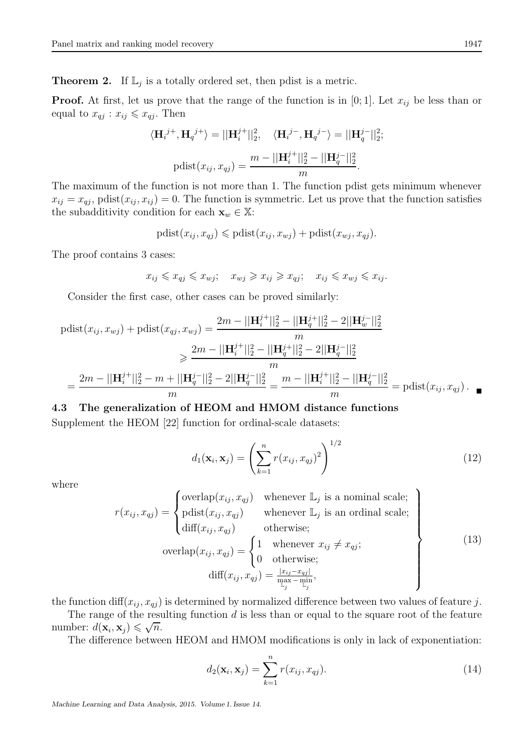**Theorem 2.** If $\mathbb{L}_j$ is a totally ordered set, then pdist is a metric.

**Proof.** At first, let us prove that the range of the function is in $[0; 1]$. Let $x_{ij}$ be less than or equal to $x_{qj}$ : $x_{ij} \leqslant x_{qj}$. Then

$$\langle \mathbf{H}_i{}^{j+}, \mathbf{H}_q{}^{j+} \rangle = ||\mathbf{H}_i^{j+}||_2^2, \quad \langle \mathbf{H}_i{}^{j-}, \mathbf{H}_q{}^{j-} \rangle = ||\mathbf{H}_q^{j-}||_2^2;$$

$$\text{pdist}(x_{ij}, x_{qj}) = \frac{m - ||\mathbf{H}_i^{j+}||_2^2 - ||\mathbf{H}_q^{j-}||_2^2}{m}.$$

The maximum of the function is not more than 1. The function pdist gets minimum whenever $x_{ij} = x_{qj}$, $\text{pdist}(x_{ij}, x_{ij}) = 0$. The function is symmetric. Let us prove that the function satisfies the subadditivity condition for each $\mathbf{x}_w \in \mathbb{X}$:

$$\text{pdist}(x_{ij}, x_{qj}) \leqslant \text{pdist}(x_{ij}, x_{wj}) + \text{pdist}(x_{wj}, x_{qj}).$$

The proof contains 3 cases:

$$x_{ij} \leqslant x_{qj} \leqslant x_{wj}; \quad x_{wj} \geqslant x_{ij} \geqslant x_{qj}; \quad x_{ij} \leqslant x_{wj} \leqslant x_{ij}.$$

Consider the first case, other cases can be proved similarly:

$$\text{pdist}(x_{ij}, x_{wj}) + \text{pdist}(x_{qj}, x_{wj}) = \frac{2m - ||\mathbf{H}_i^{j+}||_2^2 - ||\mathbf{H}_q^{j+}||_2^2 - 2||\mathbf{H}_w^{j-}||_2^2}{m}$$

$$\geqslant \frac{2m - ||\mathbf{H}_i^{j+}||_2^2 - ||\mathbf{H}_q^{j+}||_2^2 - 2||\mathbf{H}_q^{j-}||_2^2}{m}$$

$$= \frac{2m - ||\mathbf{H}_i^{j+}||_2^2 - m + ||\mathbf{H}_q^{j-}||_2^2 - 2||\mathbf{H}_q^{j-}||_2^2}{m} = \frac{m - ||\mathbf{H}_i^{j+}||_2^2 - ||\mathbf{H}_q^{j-}||_2^2}{m} = \text{pdist}(x_{ij}, x_{qj}). \quad \blacksquare$$

### 4.3 The generalization of HEOM and HMOM distance functions

Supplement the HEOM [22] function for ordinal-scale datasets:

$$d_1(\mathbf{x}_i, \mathbf{x}_j) = \left( \sum_{k=1}^{n} r(x_{ij}, x_{qj})^2 \right)^{1/2} \tag{12}$$

where

$$\left. \begin{aligned} r(x_{ij}, x_{qj}) &= \begin{cases} \text{overlap}(x_{ij}, x_{qj}) & \text{whenever } \mathbb{L}_j \text{ is a nominal scale;} \\ \text{pdist}(x_{ij}, x_{qj}) & \text{whenever } \mathbb{L}_j \text{ is an ordinal scale;} \\ \text{diff}(x_{ij}, x_{qj}) & \text{otherwise;} \end{cases} \\ \text{overlap}(x_{ij}, x_{qj}) &= \begin{cases} 1 & \text{whenever } x_{ij} \neq x_{qj}; \\ 0 & \text{otherwise;} \end{cases} \\ \text{diff}(x_{ij}, x_{qj}) &= \frac{|x_{ij} - x_{qj}|}{\max\limits_{\mathbb{L}_j} - \min\limits_{\mathbb{L}_j}}, \end{aligned} \right\} \tag{13}$$

the function $\text{diff}(x_{ij}, x_{qj})$ is determined by normalized difference between two values of feature $j$.

The range of the resulting function $d$ is less than or equal to the square root of the feature number: $d(\mathbf{x}_i, \mathbf{x}_j) \leqslant \sqrt{n}$.

The difference between HEOM and HMOM modifications is only in lack of exponentiation:

$$d_2(\mathbf{x}_i, \mathbf{x}_j) = \sum_{k=1}^{n} r(x_{ij}, x_{qj}). \tag{14}$$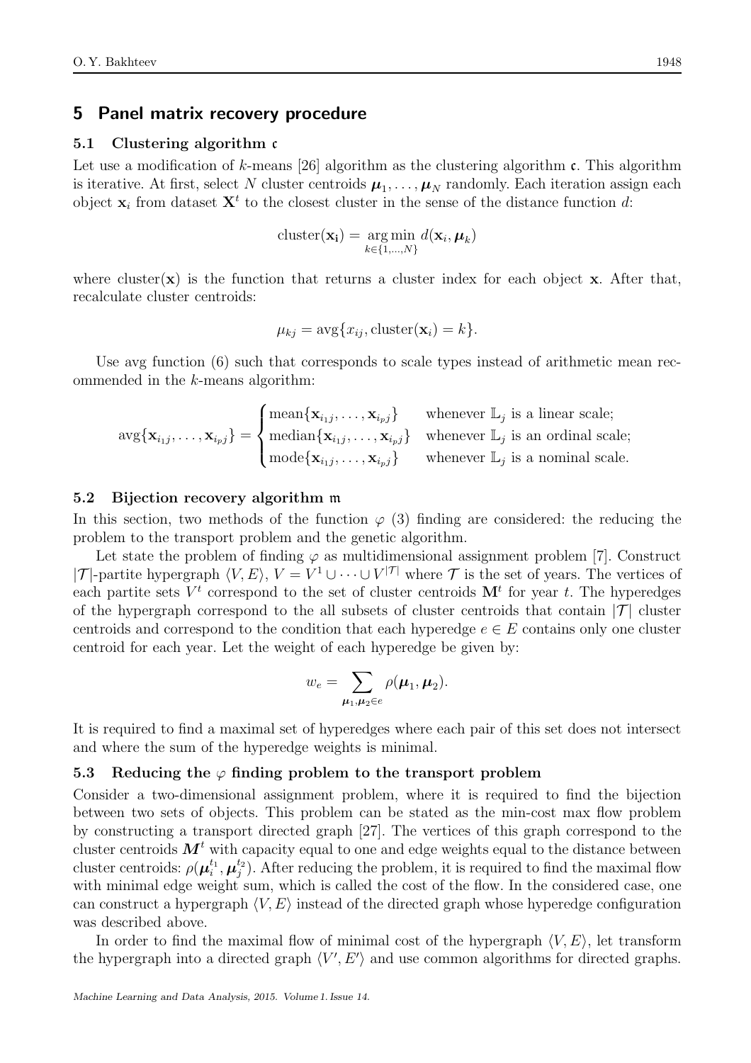## 5 Panel matrix recovery procedure

### 5.1 Clustering algorithm $\mathfrak{c}$

Let use a modification of $k$-means [26] algorithm as the clustering algorithm $\mathfrak{c}$. This algorithm is iterative. At first, select $N$ cluster centroids $\boldsymbol{\mu}_1, \ldots, \boldsymbol{\mu}_N$ randomly. Each iteration assign each object $\mathbf{x}_i$ from dataset $\mathbf{X}^t$ to the closest cluster in the sense of the distance function $d$:

$$\text{cluster}(\mathbf{x_i}) = \underset{k \in \{1,\ldots,N\}}{\arg\min}\, d(\mathbf{x}_i, \boldsymbol{\mu}_k)$$

where $\text{cluster}(\mathbf{x})$ is the function that returns a cluster index for each object $\mathbf{x}$. After that, recalculate cluster centroids:

$$\mu_{kj} = \text{avg}\{x_{ij}, \text{cluster}(\mathbf{x}_i) = k\}.$$

Use avg function (6) such that corresponds to scale types instead of arithmetic mean recommended in the $k$-means algorithm:

$$\text{avg}\{\mathbf{x}_{i_1 j}, \ldots, \mathbf{x}_{i_p j}\} = \begin{cases} \text{mean}\{\mathbf{x}_{i_1 j}, \ldots, \mathbf{x}_{i_p j}\} & \text{whenever } \mathbb{L}_j \text{ is a linear scale;} \\ \text{median}\{\mathbf{x}_{i_1 j}, \ldots, \mathbf{x}_{i_p j}\} & \text{whenever } \mathbb{L}_j \text{ is an ordinal scale;} \\ \text{mode}\{\mathbf{x}_{i_1 j}, \ldots, \mathbf{x}_{i_p j}\} & \text{whenever } \mathbb{L}_j \text{ is a nominal scale.} \end{cases}$$

### 5.2 Bijection recovery algorithm $\mathfrak{m}$

In this section, two methods of the function $\varphi$ (3) finding are considered: the reducing the problem to the transport problem and the genetic algorithm.

Let state the problem of finding $\varphi$ as multidimensional assignment problem [7]. Construct $|\mathcal{T}|$-partite hypergraph $\langle V, E \rangle$, $V = V^1 \cup \cdots \cup V^{|\mathcal{T}|}$ where $\mathcal{T}$ is the set of years. The vertices of each partite sets $V^t$ correspond to the set of cluster centroids $\mathbf{M}^t$ for year $t$. The hyperedges of the hypergraph correspond to the all subsets of cluster centroids that contain $|\mathcal{T}|$ cluster centroids and correspond to the condition that each hyperedge $e \in E$ contains only one cluster centroid for each year. Let the weight of each hyperedge be given by:

$$w_e = \sum_{\boldsymbol{\mu}_1, \boldsymbol{\mu}_2 \in e} \rho(\boldsymbol{\mu}_1, \boldsymbol{\mu}_2).$$

It is required to find a maximal set of hyperedges where each pair of this set does not intersect and where the sum of the hyperedge weights is minimal.

### 5.3 Reducing the $\varphi$ finding problem to the transport problem

Consider a two-dimensional assignment problem, where it is required to find the bijection between two sets of objects. This problem can be stated as the min-cost max flow problem by constructing a transport directed graph [27]. The vertices of this graph correspond to the cluster centroids $\boldsymbol{M}^t$ with capacity equal to one and edge weights equal to the distance between cluster centroids: $\rho(\boldsymbol{\mu}_i^{t_1}, \boldsymbol{\mu}_j^{t_2})$. After reducing the problem, it is required to find the maximal flow with minimal edge weight sum, which is called the cost of the flow. In the considered case, one can construct a hypergraph $\langle V, E \rangle$ instead of the directed graph whose hyperedge configuration was described above.

In order to find the maximal flow of minimal cost of the hypergraph $\langle V, E \rangle$, let transform the hypergraph into a directed graph $\langle V', E' \rangle$ and use common algorithms for directed graphs.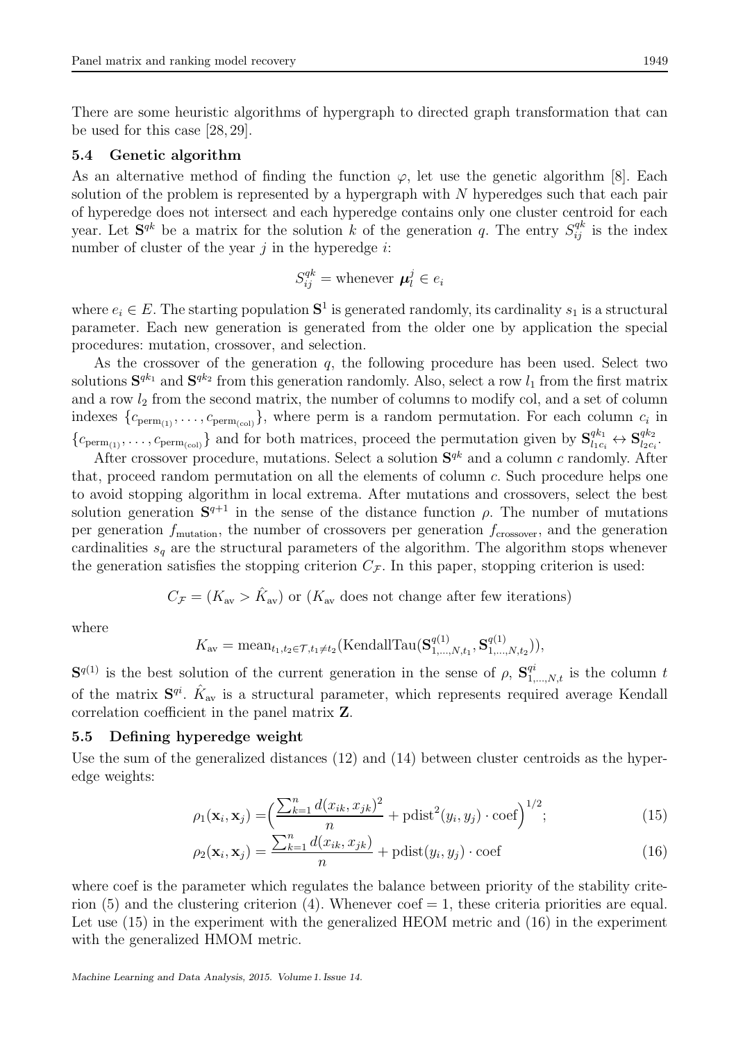There are some heuristic algorithms of hypergraph to directed graph transformation that can be used for this case [28, 29].

### 5.4 Genetic algorithm

As an alternative method of finding the function $\varphi$, let use the genetic algorithm [8]. Each solution of the problem is represented by a hypergraph with $N$ hyperedges such that each pair of hyperedge does not intersect and each hyperedge contains only one cluster centroid for each year. Let $\mathbf{S}^{qk}$ be a matrix for the solution $k$ of the generation $q$. The entry $S_{ij}^{qk}$ is the index number of cluster of the year $j$ in the hyperedge $i$:

$$S_{ij}^{qk} = \text{whenever } \boldsymbol{\mu}_l^j \in e_i$$

where $e_i \in E$. The starting population $\mathbf{S}^1$ is generated randomly, its cardinality $s_1$ is a structural parameter. Each new generation is generated from the older one by application the special procedures: mutation, crossover, and selection.

As the crossover of the generation $q$, the following procedure has been used. Select two solutions $\mathbf{S}^{qk_1}$ and $\mathbf{S}^{qk_2}$ from this generation randomly. Also, select a row $l_1$ from the first matrix and a row $l_2$ from the second matrix, the number of columns to modify col, and a set of column indexes $\{c_{\text{perm}_{(1)}}, \ldots, c_{\text{perm}_{(\text{col})}}\}$, where perm is a random permutation. For each column $c_i$ in $\{c_{\text{perm}_{(1)}}, \ldots, c_{\text{perm}_{(\text{col})}}\}$ and for both matrices, proceed the permutation given by $\mathbf{S}_{l_1 c_i}^{qk_1} \leftrightarrow \mathbf{S}_{l_2 c_i}^{qk_2}$.

After crossover procedure, mutations. Select a solution $\mathbf{S}^{qk}$ and a column $c$ randomly. After that, proceed random permutation on all the elements of column $c$. Such procedure helps one to avoid stopping algorithm in local extrema. After mutations and crossovers, select the best solution generation $\mathbf{S}^{q+1}$ in the sense of the distance function $\rho$. The number of mutations per generation $f_{\text{mutation}}$, the number of crossovers per generation $f_{\text{crossover}}$, and the generation cardinalities $s_q$ are the structural parameters of the algorithm. The algorithm stops whenever the generation satisfies the stopping criterion $C_{\mathcal{F}}$. In this paper, stopping criterion is used:

$$C_{\mathcal{F}} = (K_{\text{av}} > \hat{K}_{\text{av}}) \text{ or } (K_{\text{av}} \text{ does not change after few iterations})$$

where

$$K_{\text{av}} = \text{mean}_{t_1, t_2 \in \mathcal{T}, t_1 \neq t_2}(\text{KendallTau}(\mathbf{S}_{1,\ldots,N,t_1}^{q(1)}, \mathbf{S}_{1,\ldots,N,t_2}^{q(1)})),$$

$\mathbf{S}^{q(1)}$ is the best solution of the current generation in the sense of $\rho$, $\mathbf{S}_{1,\ldots,N,t}^{qi}$ is the column $t$ of the matrix $\mathbf{S}^{qi}$. $\hat{K}_{\text{av}}$ is a structural parameter, which represents required average Kendall correlation coefficient in the panel matrix $\mathbf{Z}$.

### 5.5 Defining hyperedge weight

Use the sum of the generalized distances (12) and (14) between cluster centroids as the hyperedge weights:

$$\rho_1(\mathbf{x}_i, \mathbf{x}_j) = \Big(\frac{\sum_{k=1}^{n} d(x_{ik}, x_{jk})^2}{n} + \text{pdist}^2(y_i, y_j) \cdot \text{coef}\Big)^{1/2}; \tag{15}$$

$$\rho_2(\mathbf{x}_i, \mathbf{x}_j) = \frac{\sum_{k=1}^{n} d(x_{ik}, x_{jk})}{n} + \text{pdist}(y_i, y_j) \cdot \text{coef} \tag{16}$$

where coef is the parameter which regulates the balance between priority of the stability criterion (5) and the clustering criterion (4). Whenever coef $= 1$, these criteria priorities are equal. Let use (15) in the experiment with the generalized HEOM metric and (16) in the experiment with the generalized HMOM metric.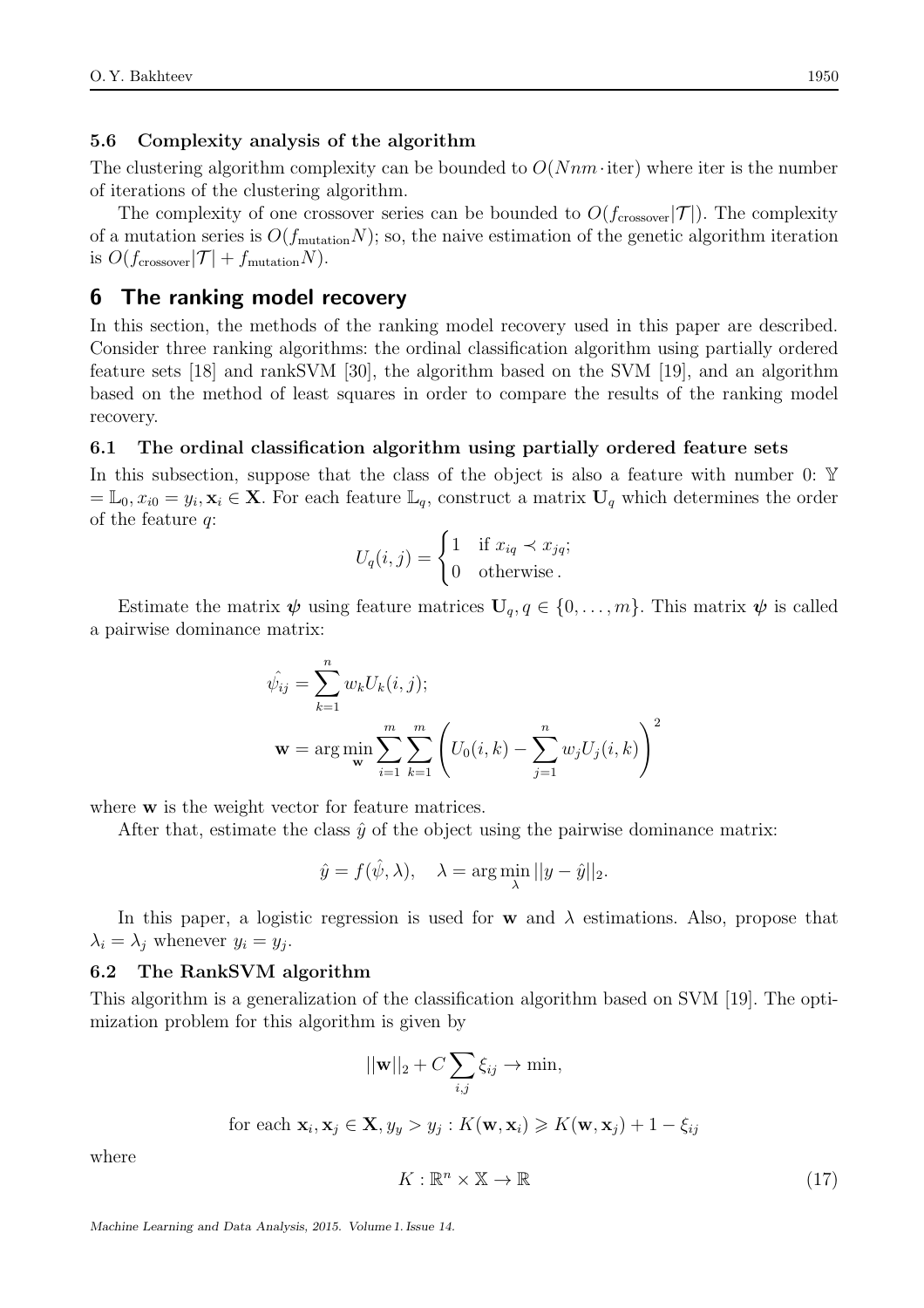### 5.6 Complexity analysis of the algorithm

The clustering algorithm complexity can be bounded to $O(Nnm \cdot \text{iter})$ where iter is the number of iterations of the clustering algorithm.

The complexity of one crossover series can be bounded to $O(f_{\text{crossover}}|\mathcal{T}|)$. The complexity of a mutation series is $O(f_{\text{mutation}}N)$; so, the naive estimation of the genetic algorithm iteration is $O(f_{\text{crossover}}|\mathcal{T}| + f_{\text{mutation}}N)$.

## 6 The ranking model recovery

In this section, the methods of the ranking model recovery used in this paper are described. Consider three ranking algorithms: the ordinal classification algorithm using partially ordered feature sets [18] and rankSVM [30], the algorithm based on the SVM [19], and an algorithm based on the method of least squares in order to compare the results of the ranking model recovery.

### 6.1 The ordinal classification algorithm using partially ordered feature sets

In this subsection, suppose that the class of the object is also a feature with number 0: $\mathbb{Y} = \mathbb{L}_0, x_{i0} = y_i, \mathbf{x}_i \in \mathbf{X}$. For each feature $\mathbb{L}_q$, construct a matrix $\mathbf{U}_q$ which determines the order of the feature $q$:

$$U_q(i,j) = \begin{cases} 1 & \text{if } x_{iq} \prec x_{jq}; \\ 0 & \text{otherwise}. \end{cases}$$

Estimate the matrix $\boldsymbol{\psi}$ using feature matrices $\mathbf{U}_q, q \in \{0, \ldots, m\}$. This matrix $\boldsymbol{\psi}$ is called a pairwise dominance matrix:

$$\hat{\psi_{ij}} = \sum_{k=1}^{n} w_k U_k(i,j);$$

$$\mathbf{w} = \arg\min_{\mathbf{w}} \sum_{i=1}^{m} \sum_{k=1}^{m} \left( U_0(i,k) - \sum_{j=1}^{n} w_j U_j(i,k) \right)^2$$

where $\mathbf{w}$ is the weight vector for feature matrices.

After that, estimate the class $\hat{y}$ of the object using the pairwise dominance matrix:

$$\hat{y} = f(\hat{\psi}, \lambda), \quad \lambda = \arg\min_{\lambda} ||y - \hat{y}||_2.$$

In this paper, a logistic regression is used for $\mathbf{w}$ and $\lambda$ estimations. Also, propose that $\lambda_i = \lambda_j$ whenever $y_i = y_j$.

### 6.2 The RankSVM algorithm

This algorithm is a generalization of the classification algorithm based on SVM [19]. The optimization problem for this algorithm is given by

$$||\mathbf{w}||_2 + C \sum_{i,j} \xi_{ij} \to \min,$$

$$\text{for each } \mathbf{x}_i, \mathbf{x}_j \in \mathbf{X}, y_y > y_j : K(\mathbf{w}, \mathbf{x}_i) \geqslant K(\mathbf{w}, \mathbf{x}_j) + 1 - \xi_{ij}$$

where

$$K : \mathbb{R}^n \times \mathbb{X} \to \mathbb{R} \tag{17}$$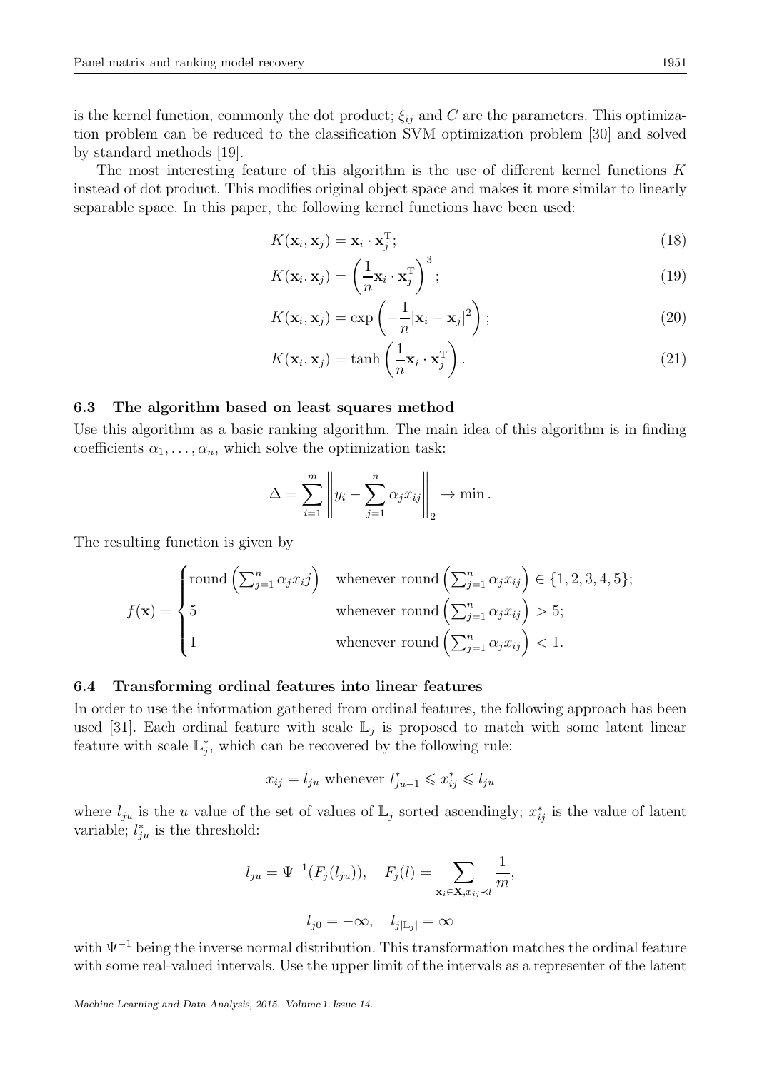is the kernel function, commonly the dot product; $\xi_{ij}$ and $C$ are the parameters. This optimization problem can be reduced to the classification SVM optimization problem [30] and solved by standard methods [19].

The most interesting feature of this algorithm is the use of different kernel functions $K$ instead of dot product. This modifies original object space and makes it more similar to linearly separable space. In this paper, the following kernel functions have been used:

$$K(\mathbf{x}_i, \mathbf{x}_j) = \mathbf{x}_i \cdot \mathbf{x}_j^{\mathrm{T}}; \tag{18}$$

$$K(\mathbf{x}_i, \mathbf{x}_j) = \left(\frac{1}{n}\mathbf{x}_i \cdot \mathbf{x}_j^{\mathrm{T}}\right)^3; \tag{19}$$

$$K(\mathbf{x}_i, \mathbf{x}_j) = \exp\left(-\frac{1}{n}|\mathbf{x}_i - \mathbf{x}_j|^2\right); \tag{20}$$

$$K(\mathbf{x}_i, \mathbf{x}_j) = \tanh\left(\frac{1}{n}\mathbf{x}_i \cdot \mathbf{x}_j^{\mathrm{T}}\right). \tag{21}$$

### 6.3 The algorithm based on least squares method

Use this algorithm as a basic ranking algorithm. The main idea of this algorithm is in finding coefficients $\alpha_1, \ldots, \alpha_n$, which solve the optimization task:

$$\Delta = \sum_{i=1}^{m} \left\| y_i - \sum_{j=1}^{n} \alpha_j x_{ij} \right\|_2 \to \min .$$

The resulting function is given by

$$f(\mathbf{x}) = \begin{cases} \mathrm{round}\left(\sum_{j=1}^{n} \alpha_j x_i j\right) & \text{whenever } \mathrm{round}\left(\sum_{j=1}^{n} \alpha_j x_{ij}\right) \in \{1, 2, 3, 4, 5\}; \\ 5 & \text{whenever } \mathrm{round}\left(\sum_{j=1}^{n} \alpha_j x_{ij}\right) > 5; \\ 1 & \text{whenever } \mathrm{round}\left(\sum_{j=1}^{n} \alpha_j x_{ij}\right) < 1. \end{cases}$$

### 6.4 Transforming ordinal features into linear features

In order to use the information gathered from ordinal features, the following approach has been used [31]. Each ordinal feature with scale $\mathbb{L}_j$ is proposed to match with some latent linear feature with scale $\mathbb{L}_j^*$, which can be recovered by the following rule:

$$x_{ij} = l_{ju} \text{ whenever } l_{ju-1}^* \leqslant x_{ij}^* \leqslant l_{ju}$$

where $l_{ju}$ is the $u$ value of the set of values of $\mathbb{L}_j$ sorted ascendingly; $x_{ij}^*$ is the value of latent variable; $l_{ju}^*$ is the threshold:

$$l_{ju} = \Psi^{-1}(F_j(l_{ju})), \quad F_j(l) = \sum_{\mathbf{x}_i \in \mathbf{X}, x_{ij} \prec l} \frac{1}{m},$$

$$l_{j0} = -\infty, \quad l_{j|\mathbb{L}_j|} = \infty$$

with $\Psi^{-1}$ being the inverse normal distribution. This transformation matches the ordinal feature with some real-valued intervals. Use the upper limit of the intervals as a representer of the latent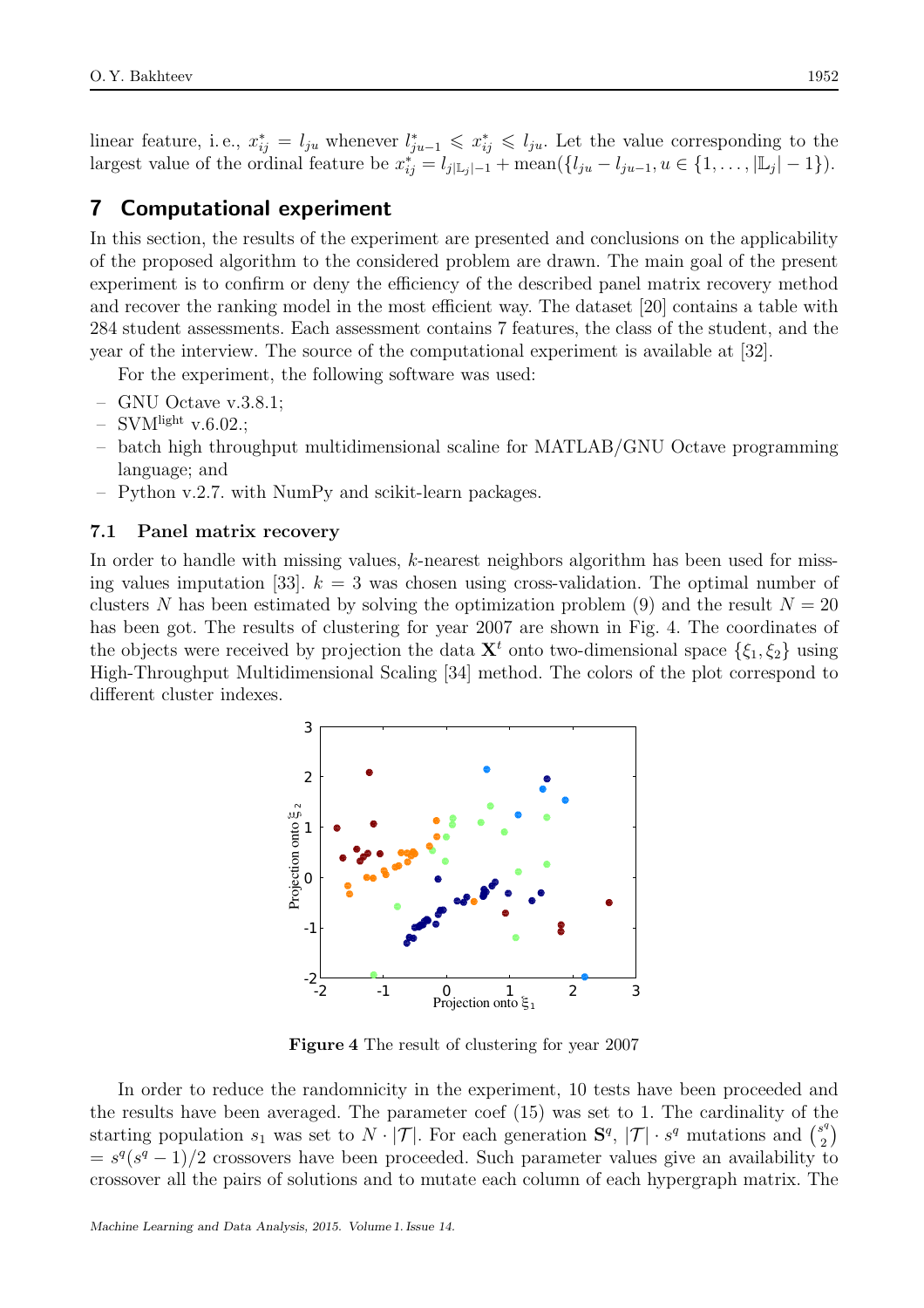linear feature, i. e., $x^*_{ij} = l_{ju}$ whenever $l^*_{ju-1} \leqslant x^*_{ij} \leqslant l_{ju}$. Let the value corresponding to the largest value of the ordinal feature be $x^*_{ij} = l_{j|\mathbb{L}_j|-1} + \text{mean}(\{l_{ju} - l_{ju-1}, u \in \{1, \ldots, |\mathbb{L}_j| - 1\})$.

## 7 Computational experiment

In this section, the results of the experiment are presented and conclusions on the applicability of the proposed algorithm to the considered problem are drawn. The main goal of the present experiment is to confirm or deny the efficiency of the described panel matrix recovery method and recover the ranking model in the most efficient way. The dataset [20] contains a table with 284 student assessments. Each assessment contains 7 features, the class of the student, and the year of the interview. The source of the computational experiment is available at [32].

For the experiment, the following software was used:

- GNU Octave v.3.8.1;
- SVM$^{\text{light}}$ v.6.02.;
- batch high throughput multidimensional scaline for MATLAB/GNU Octave programming language; and
- Python v.2.7. with NumPy and scikit-learn packages.

### 7.1 Panel matrix recovery

In order to handle with missing values, $k$-nearest neighbors algorithm has been used for missing values imputation [33]. $k = 3$ was chosen using cross-validation. The optimal number of clusters $N$ has been estimated by solving the optimization problem (9) and the result $N = 20$ has been got. The results of clustering for year 2007 are shown in Fig. 4. The coordinates of the objects were received by projection the data $\mathbf{X}^t$ onto two-dimensional space $\{\xi_1, \xi_2\}$ using High-Throughput Multidimensional Scaling [34] method. The colors of the plot correspond to different cluster indexes.

**Figure 4** The result of clustering for year 2007

In order to reduce the randomnicity in the experiment, 10 tests have been proceeded and the results have been averaged. The parameter coef (15) was set to 1. The cardinality of the starting population $s_1$ was set to $N \cdot |\mathcal{T}|$. For each generation $\mathbf{S}^q$, $|\mathcal{T}| \cdot s^q$ mutations and $\binom{s^q}{2} = s^q(s^q - 1)/2$ crossovers have been proceeded. Such parameter values give an availability to crossover all the pairs of solutions and to mutate each column of each hypergraph matrix. The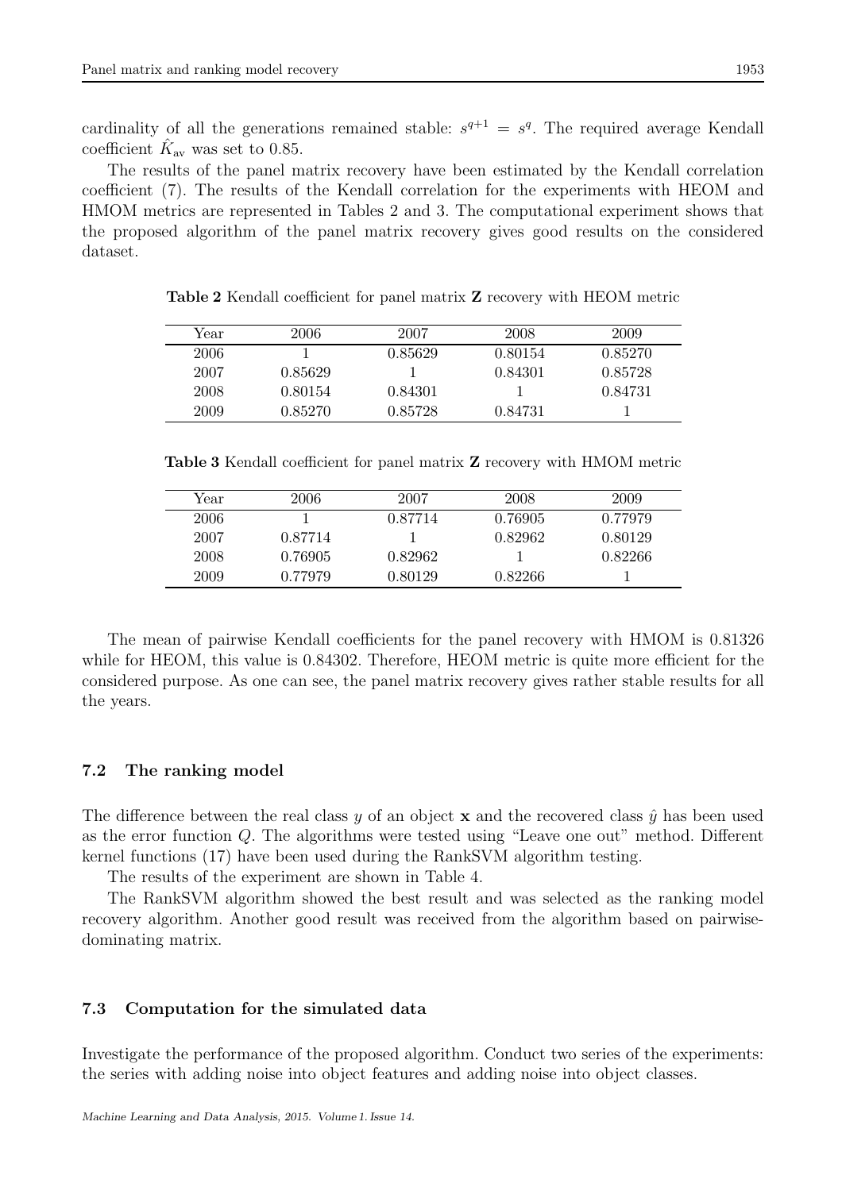cardinality of all the generations remained stable: $s^{q+1} = s^q$. The required average Kendall coefficient $\hat{K}_{\text{av}}$ was set to 0.85.

The results of the panel matrix recovery have been estimated by the Kendall correlation coefficient (7). The results of the Kendall correlation for the experiments with HEOM and HMOM metrics are represented in Tables 2 and 3. The computational experiment shows that the proposed algorithm of the panel matrix recovery gives good results on the considered dataset.

**Table 2** Kendall coefficient for panel matrix $\mathbf{Z}$ recovery with HEOM metric

| Year | 2006 | 2007 | 2008 | 2009 |
|---|---|---|---|---|
| 2006 | 1 | 0.85629 | 0.80154 | 0.85270 |
| 2007 | 0.85629 | 1 | 0.84301 | 0.85728 |
| 2008 | 0.80154 | 0.84301 | 1 | 0.84731 |
| 2009 | 0.85270 | 0.85728 | 0.84731 | 1 |

**Table 3** Kendall coefficient for panel matrix $\mathbf{Z}$ recovery with HMOM metric

| Year | 2006 | 2007 | 2008 | 2009 |
|---|---|---|---|---|
| 2006 | 1 | 0.87714 | 0.76905 | 0.77979 |
| 2007 | 0.87714 | 1 | 0.82962 | 0.80129 |
| 2008 | 0.76905 | 0.82962 | 1 | 0.82266 |
| 2009 | 0.77979 | 0.80129 | 0.82266 | 1 |

The mean of pairwise Kendall coefficients for the panel recovery with HMOM is 0.81326 while for HEOM, this value is 0.84302. Therefore, HEOM metric is quite more efficient for the considered purpose. As one can see, the panel matrix recovery gives rather stable results for all the years.

### 7.2 The ranking model

The difference between the real class $y$ of an object $\mathbf{x}$ and the recovered class $\hat{y}$ has been used as the error function $Q$. The algorithms were tested using "Leave one out" method. Different kernel functions (17) have been used during the RankSVM algorithm testing.

The results of the experiment are shown in Table 4.

The RankSVM algorithm showed the best result and was selected as the ranking model recovery algorithm. Another good result was received from the algorithm based on pairwise-dominating matrix.

### 7.3 Computation for the simulated data

Investigate the performance of the proposed algorithm. Conduct two series of the experiments: the series with adding noise into object features and adding noise into object classes.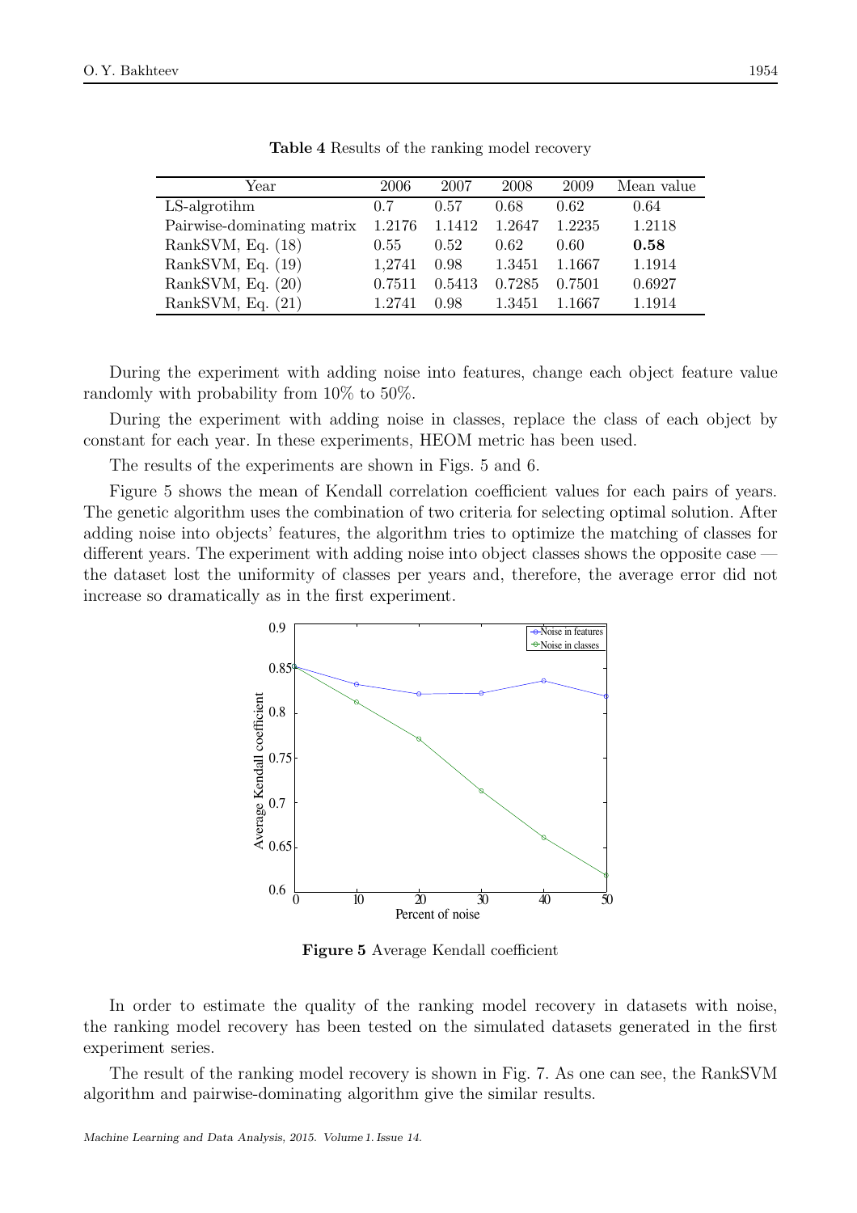**Table 4** Results of the ranking model recovery

| Year | 2006 | 2007 | 2008 | 2009 | Mean value |
|---|---|---|---|---|---|
| LS-algrotihm | 0.7 | 0.57 | 0.68 | 0.62 | 0.64 |
| Pairwise-dominating matrix | 1.2176 | 1.1412 | 1.2647 | 1.2235 | 1.2118 |
| RankSVM, Eq. (18) | 0.55 | 0.52 | 0.62 | 0.60 | **0.58** |
| RankSVM, Eq. (19) | 1,2741 | 0.98 | 1.3451 | 1.1667 | 1.1914 |
| RankSVM, Eq. (20) | 0.7511 | 0.5413 | 0.7285 | 0.7501 | 0.6927 |
| RankSVM, Eq. (21) | 1.2741 | 0.98 | 1.3451 | 1.1667 | 1.1914 |

During the experiment with adding noise into features, change each object feature value randomly with probability from 10% to 50%.

During the experiment with adding noise in classes, replace the class of each object by constant for each year. In these experiments, HEOM metric has been used.

The results of the experiments are shown in Figs. 5 and 6.

Figure 5 shows the mean of Kendall correlation coefficient values for each pairs of years. The genetic algorithm uses the combination of two criteria for selecting optimal solution. After adding noise into objects' features, the algorithm tries to optimize the matching of classes for different years. The experiment with adding noise into object classes shows the opposite case — the dataset lost the uniformity of classes per years and, therefore, the average error did not increase so dramatically as in the first experiment.

**Figure 5** Average Kendall coefficient

In order to estimate the quality of the ranking model recovery in datasets with noise, the ranking model recovery has been tested on the simulated datasets generated in the first experiment series.

The result of the ranking model recovery is shown in Fig. 7. As one can see, the RankSVM algorithm and pairwise-dominating algorithm give the similar results.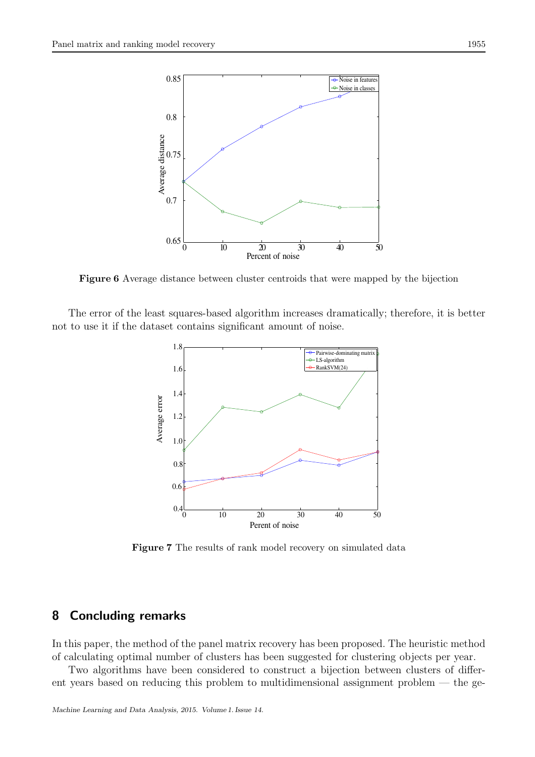**Figure 6** Average distance between cluster centroids that were mapped by the bijection

The error of the least squares-based algorithm increases dramatically; therefore, it is better not to use it if the dataset contains significant amount of noise.

**Figure 7** The results of rank model recovery on simulated data

## 8 Concluding remarks

In this paper, the method of the panel matrix recovery has been proposed. The heuristic method of calculating optimal number of clusters has been suggested for clustering objects per year.

Two algorithms have been considered to construct a bijection between clusters of different years based on reducing this problem to multidimensional assignment problem — the ge-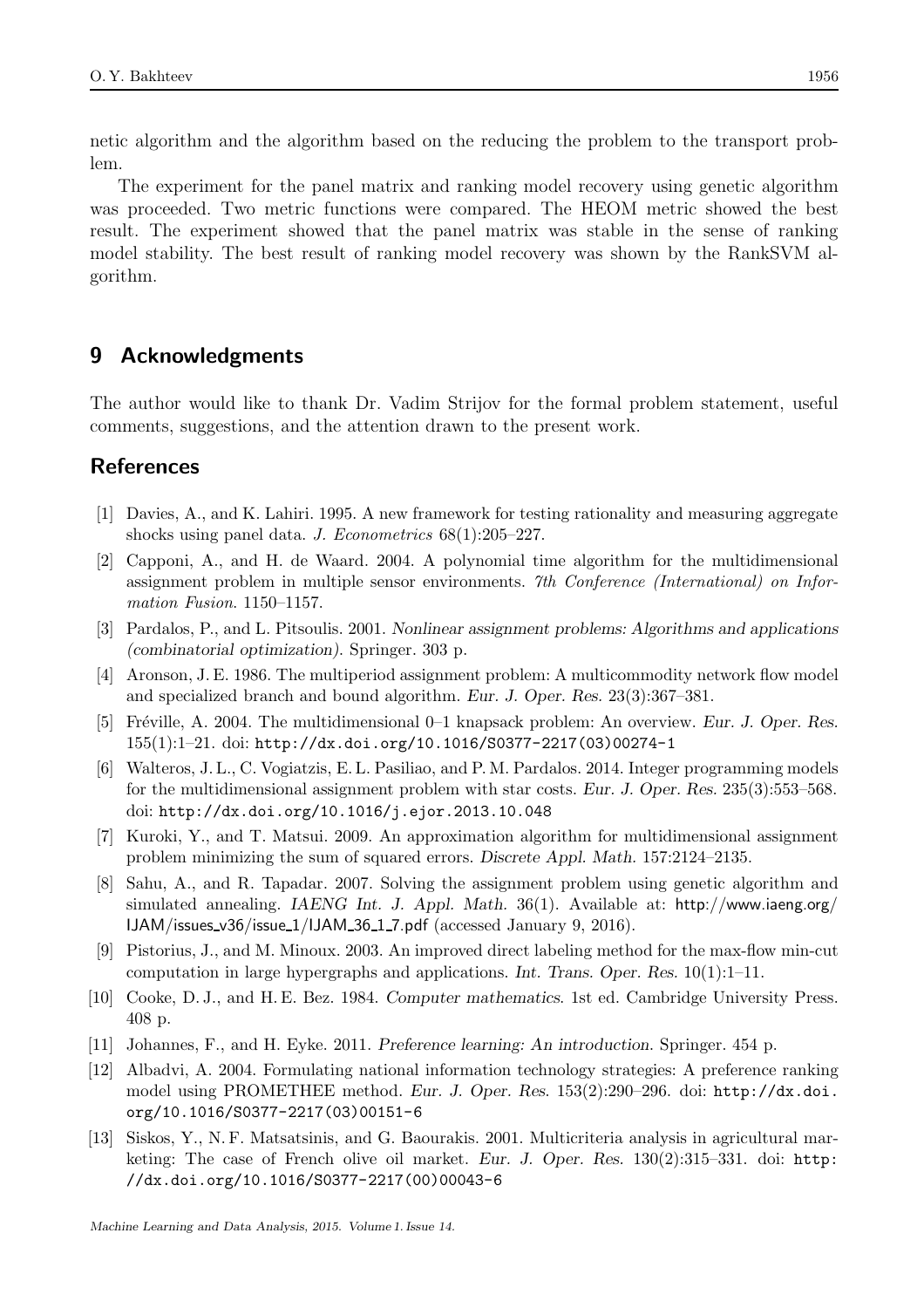netic algorithm and the algorithm based on the reducing the problem to the transport problem.

The experiment for the panel matrix and ranking model recovery using genetic algorithm was proceeded. Two metric functions were compared. The HEOM metric showed the best result. The experiment showed that the panel matrix was stable in the sense of ranking model stability. The best result of ranking model recovery was shown by the RankSVM algorithm.

## 9 Acknowledgments

The author would like to thank Dr. Vadim Strijov for the formal problem statement, useful comments, suggestions, and the attention drawn to the present work.

## References

[1] Davies, A., and K. Lahiri. 1995. A new framework for testing rationality and measuring aggregate shocks using panel data. *J. Econometrics* 68(1):205–227.

[2] Capponi, A., and H. de Waard. 2004. A polynomial time algorithm for the multidimensional assignment problem in multiple sensor environments. *7th Conference (International) on Information Fusion*. 1150–1157.

[3] Pardalos, P., and L. Pitsoulis. 2001. *Nonlinear assignment problems: Algorithms and applications (combinatorial optimization)*. Springer. 303 p.

[4] Aronson, J. E. 1986. The multiperiod assignment problem: A multicommodity network flow model and specialized branch and bound algorithm. *Eur. J. Oper. Res.* 23(3):367–381.

[5] Fréville, A. 2004. The multidimensional 0–1 knapsack problem: An overview. *Eur. J. Oper. Res.* 155(1):1–21. doi: http://dx.doi.org/10.1016/S0377-2217(03)00274-1

[6] Walteros, J. L., C. Vogiatzis, E. L. Pasiliao, and P. M. Pardalos. 2014. Integer programming models for the multidimensional assignment problem with star costs. *Eur. J. Oper. Res.* 235(3):553–568. doi: http://dx.doi.org/10.1016/j.ejor.2013.10.048

[7] Kuroki, Y., and T. Matsui. 2009. An approximation algorithm for multidimensional assignment problem minimizing the sum of squared errors. *Discrete Appl. Math.* 157:2124–2135.

[8] Sahu, A., and R. Tapadar. 2007. Solving the assignment problem using genetic algorithm and simulated annealing. *IAENG Int. J. Appl. Math.* 36(1). Available at: http://www.iaeng.org/IJAM/issues_v36/issue_1/IJAM_36_1_7.pdf (accessed January 9, 2016).

[9] Pistorius, J., and M. Minoux. 2003. An improved direct labeling method for the max-flow min-cut computation in large hypergraphs and applications. *Int. Trans. Oper. Res.* 10(1):1–11.

[10] Cooke, D. J., and H. E. Bez. 1984. *Computer mathematics*. 1st ed. Cambridge University Press. 408 p.

[11] Johannes, F., and H. Eyke. 2011. *Preference learning: An introduction*. Springer. 454 p.

[12] Albadvi, A. 2004. Formulating national information technology strategies: A preference ranking model using PROMETHEE method. *Eur. J. Oper. Res.* 153(2):290–296. doi: http://dx.doi.org/10.1016/S0377-2217(03)00151-6

[13] Siskos, Y., N. F. Matsatsinis, and G. Baourakis. 2001. Multicriteria analysis in agricultural marketing: The case of French olive oil market. *Eur. J. Oper. Res.* 130(2):315–331. doi: http://dx.doi.org/10.1016/S0377-2217(00)00043-6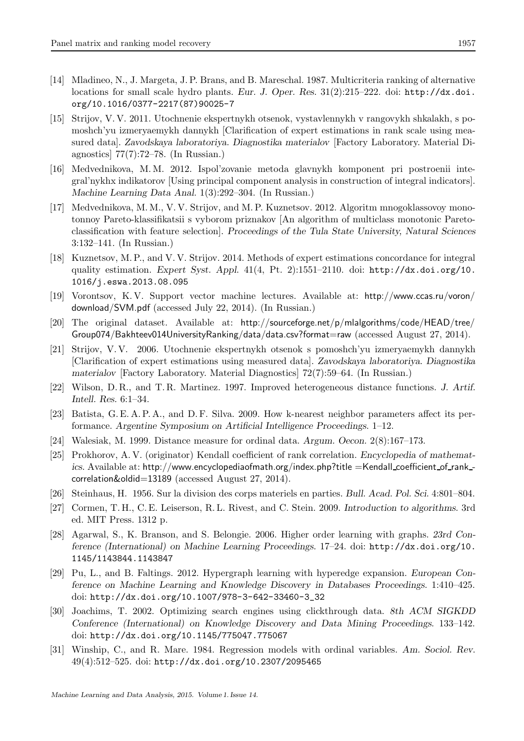[14] Mladineo, N., J. Margeta, J. P. Brans, and B. Mareschal. 1987. Multicriteria ranking of alternative locations for small scale hydro plants. *Eur. J. Oper. Res.* 31(2):215–222. doi: http://dx.doi.org/10.1016/0377-2217(87)90025-7

[15] Strijov, V. V. 2011. Utochnenie ekspertnykh otsenok, vystavlennykh v rangovykh shkalakh, s pomoshch'yu izmeryaemykh dannykh [Clarification of expert estimations in rank scale using measured data]. *Zavodskaya laboratoriya. Diagnostika materialov* [Factory Laboratory. Material Diagnostics] 77(7):72–78. (In Russian.)

[16] Medvednikova, M. M. 2012. Ispol'zovanie metoda glavnykh komponent pri postroenii integral'nykhx indikatorov [Using principal component analysis in construction of integral indicators]. *Machine Learning Data Anal.* 1(3):292–304. (In Russian.)

[17] Medvednikova, M. M., V. V. Strijov, and M. P. Kuznetsov. 2012. Algoritm mnogoklassovoy monotonnoy Pareto-klassifikatsii s vyborom priznakov [An algorithm of multiclass monotonic Pareto-classification with feature selection]. *Proceedings of the Tula State University, Natural Sciences* 3:132–141. (In Russian.)

[18] Kuznetsov, M. P., and V. V. Strijov. 2014. Methods of expert estimations concordance for integral quality estimation. *Expert Syst. Appl.* 41(4, Pt. 2):1551–2110. doi: http://dx.doi.org/10.1016/j.eswa.2013.08.095

[19] Vorontsov, K. V. Support vector machine lectures. Available at: http://www.ccas.ru/voron/download/SVM.pdf (accessed July 22, 2014). (In Russian.)

[20] The original dataset. Available at: http://sourceforge.net/p/mlalgorithms/code/HEAD/tree/Group074/Bakhteev014UniversityRanking/data/data.csv?format=raw (accessed August 27, 2014).

[21] Strijov, V. V. 2006. Utochnenie ekspertnykh otsenok s pomoshch'yu izmeryaemykh dannykh [Clarification of expert estimations using measured data]. *Zavodskaya laboratoriya. Diagnostika materialov* [Factory Laboratory. Material Diagnostics] 72(7):59–64. (In Russian.)

[22] Wilson, D. R., and T. R. Martinez. 1997. Improved heterogeneous distance functions. *J. Artif. Intell. Res.* 6:1–34.

[23] Batista, G. E. A. P. A., and D. F. Silva. 2009. How k-nearest neighbor parameters affect its performance. *Argentine Symposium on Artificial Intelligence Proceedings*. 1–12.

[24] Walesiak, M. 1999. Distance measure for ordinal data. *Argum. Oecon.* 2(8):167–173.

[25] Prokhorov, A. V. (originator) Kendall coefficient of rank correlation. *Encyclopedia of mathematics*. Available at: http://www.encyclopediaofmath.org/index.php?title =Kendall_coefficient_of_rank_correlation&oldid=13189 (accessed August 27, 2014).

[26] Steinhaus, H. 1956. Sur la division des corps materiels en parties. *Bull. Acad. Pol. Sci.* 4:801–804.

[27] Cormen, T. H., C. E. Leiserson, R. L. Rivest, and C. Stein. 2009. *Introduction to algorithms.* 3rd ed. MIT Press. 1312 p.

[28] Agarwal, S., K. Branson, and S. Belongie. 2006. Higher order learning with graphs. *23rd Conference (International) on Machine Learning Proceedings*. 17–24. doi: http://dx.doi.org/10.1145/1143844.1143847

[29] Pu, L., and B. Faltings. 2012. Hypergraph learning with hyperedge expansion. *European Conference on Machine Learning and Knowledge Discovery in Databases Proceedings*. 1:410–425. doi: http://dx.doi.org/10.1007/978-3-642-33460-3_32

[30] Joachims, T. 2002. Optimizing search engines using clickthrough data. *8th ACM SIGKDD Conference (International) on Knowledge Discovery and Data Mining Proceedings*. 133–142. doi: http://dx.doi.org/10.1145/775047.775067

[31] Winship, C., and R. Mare. 1984. Regression models with ordinal variables. *Am. Sociol. Rev.* 49(4):512–525. doi: http://dx.doi.org/10.2307/2095465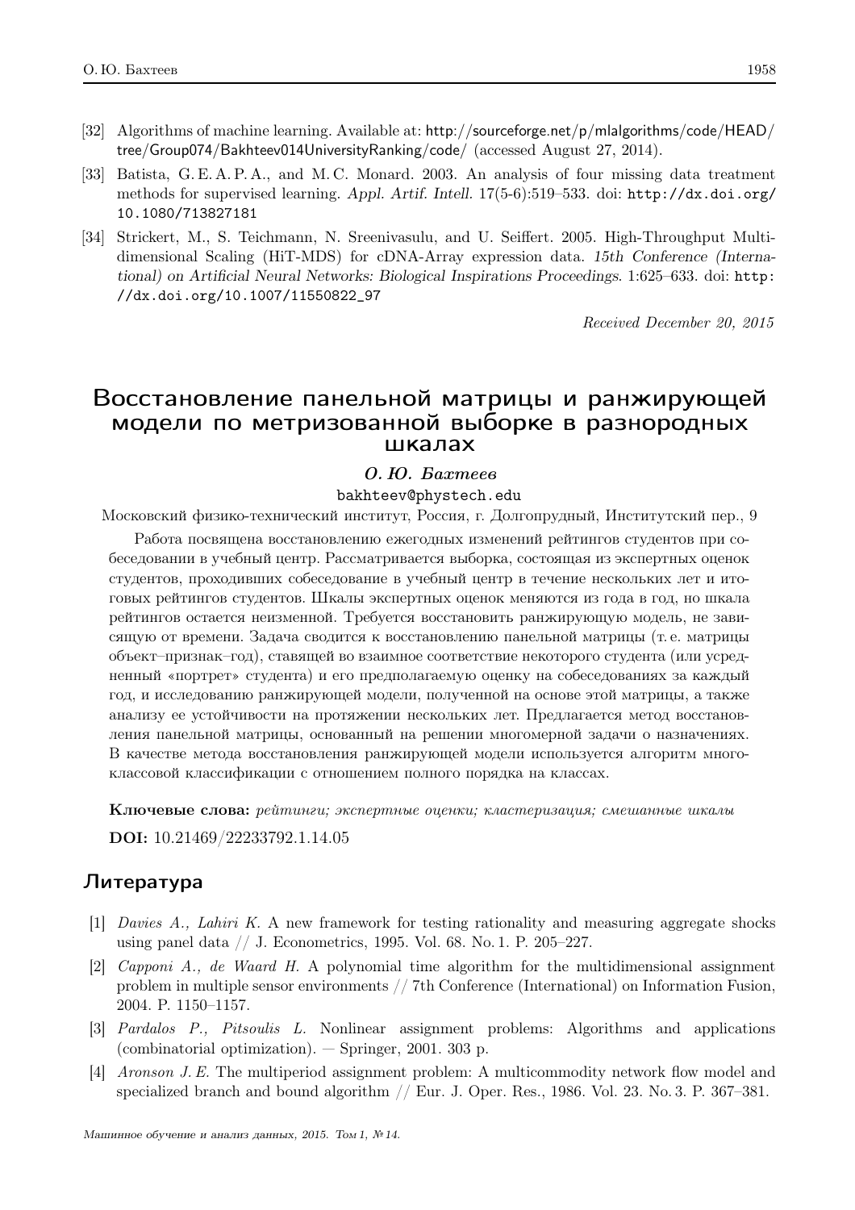[32] Algorithms of machine learning. Available at: http://sourceforge.net/p/mlalgorithms/code/HEAD/tree/Group074/Bakhteev014UniversityRanking/code/ (accessed August 27, 2014).

[33] Batista, G. E. A. P. A., and M. C. Monard. 2003. An analysis of four missing data treatment methods for supervised learning. *Appl. Artif. Intell.* 17(5-6):519–533. doi: http://dx.doi.org/10.1080/713827181

[34] Strickert, M., S. Teichmann, N. Sreenivasulu, and U. Seiffert. 2005. High-Throughput Multidimensional Scaling (HiT-MDS) for cDNA-Array expression data. *15th Conference (International) on Artificial Neural Networks: Biological Inspirations Proceedings*. 1:625–633. doi: http://dx.doi.org/10.1007/11550822_97

*Received December 20, 2015*

# Восстановление панельной матрицы и ранжирующей модели по метризованной выборке в разнородных шкалах

***О. Ю. Бахтеев***

bakhteev@phystech.edu

Московский физико-технический институт, Россия, г. Долгопрудный, Институтский пер., 9

Работа посвящена восстановлению ежегодных изменений рейтингов студентов при собеседовании в учебный центр. Рассматривается выборка, состоящая из экспертных оценок студентов, проходивших собеседование в учебный центр в течение нескольких лет и итоговых рейтингов студентов. Шкалы экспертных оценок меняются из года в год, но шкала рейтингов остается неизменной. Требуется восстановить ранжирующую модель, не зависящую от времени. Задача сводится к восстановлению панельной матрицы (т. е. матрицы объект–признак–год), ставящей во взаимное соответствие некоторого студента (или усредненный «портрет» студента) и его предполагаемую оценку на собеседованиях за каждый год, и исследованию ранжирующей модели, полученной на основе этой матрицы, а также анализу ее устойчивости на протяжении нескольких лет. Предлагается метод восстановления панельной матрицы, основанный на решении многомерной задачи о назначениях. В качестве метода восстановления ранжирующей модели используется алгоритм многоклассовой классификации с отношением полного порядка на классах.

**Ключевые слова:** *рейтинги; экспертные оценки; кластеризация; смешанные шкалы*

**DOI:** 10.21469/22233792.1.14.05

## Литература

[1] *Davies A., Lahiri K.* A new framework for testing rationality and measuring aggregate shocks using panel data // J. Econometrics, 1995. Vol. 68. No. 1. P. 205–227.

[2] *Capponi A., de Waard H.* A polynomial time algorithm for the multidimensional assignment problem in multiple sensor environments // 7th Conference (International) on Information Fusion, 2004. P. 1150–1157.

[3] *Pardalos P., Pitsoulis L.* Nonlinear assignment problems: Algorithms and applications (combinatorial optimization). — Springer, 2001. 303 p.

[4] *Aronson J. E.* The multiperiod assignment problem: A multicommodity network flow model and specialized branch and bound algorithm // Eur. J. Oper. Res., 1986. Vol. 23. No. 3. P. 367–381.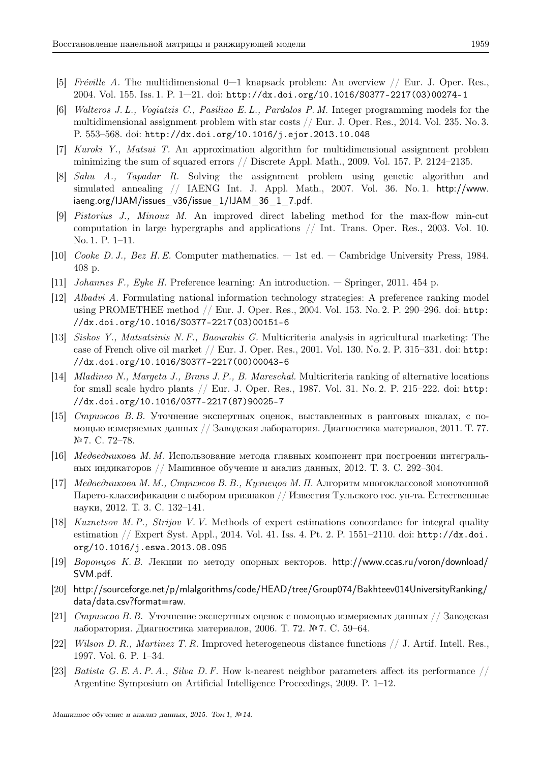[5] *Fréville A.* The multidimensional 0—1 knapsack problem: An overview // Eur. J. Oper. Res., 2004. Vol. 155. Iss. 1. P. 1—21. doi: http://dx.doi.org/10.1016/S0377-2217(03)00274-1

[6] *Walteros J. L., Vogiatzis C., Pasiliao E. L., Pardalos P. M.* Integer programming models for the multidimensional assignment problem with star costs // Eur. J. Oper. Res., 2014. Vol. 235. No. 3. P. 553–568. doi: http://dx.doi.org/10.1016/j.ejor.2013.10.048

[7] *Kuroki Y., Matsui T.* An approximation algorithm for multidimensional assignment problem minimizing the sum of squared errors // Discrete Appl. Math., 2009. Vol. 157. P. 2124–2135.

[8] *Sahu A., Tapadar R.* Solving the assignment problem using genetic algorithm and simulated annealing // IAENG Int. J. Appl. Math., 2007. Vol. 36. No. 1. http://www.iaeng.org/IJAM/issues_v36/issue_1/IJAM_36_1_7.pdf.

[9] *Pistorius J., Minoux M.* An improved direct labeling method for the max-flow min-cut computation in large hypergraphs and applications // Int. Trans. Oper. Res., 2003. Vol. 10. No. 1. P. 1–11.

[10] *Cooke D. J., Bez H. E.* Computer mathematics. — 1st ed. — Cambridge University Press, 1984. 408 p.

[11] *Johannes F., Eyke H.* Preference learning: An introduction. — Springer, 2011. 454 p.

[12] *Albadvi A.* Formulating national information technology strategies: A preference ranking model using PROMETHEE method // Eur. J. Oper. Res., 2004. Vol. 153. No. 2. P. 290–296. doi: http://dx.doi.org/10.1016/S0377-2217(03)00151-6

[13] *Siskos Y., Matsatsinis N. F., Baourakis G.* Multicriteria analysis in agricultural marketing: The case of French olive oil market // Eur. J. Oper. Res., 2001. Vol. 130. No. 2. P. 315–331. doi: http://dx.doi.org/10.1016/S0377-2217(00)00043-6

[14] *Mladineo N., Margeta J., Brans J. P., B. Mareschal.* Multicriteria ranking of alternative locations for small scale hydro plants // Eur. J. Oper. Res., 1987. Vol. 31. No. 2. P. 215–222. doi: http://dx.doi.org/10.1016/0377-2217(87)90025-7

[15] *Стрижов В. В.* Уточнение экспертных оценок, выставленных в ранговых шкалах, с помощью измеряемых данных // Заводская лаборатория. Диагностика материалов, 2011. Т. 77. № 7. С. 72–78.

[16] *Медведникова М. М.* Использование метода главных компонент при построении интегральных индикаторов // Машинное обучение и анализ данных, 2012. Т. 3. С. 292–304.

[17] *Медведникова М. М., Стрижов В. В., Кузнецов М. П.* Алгоритм многоклассовой монотонной Парето-классификации с выбором признаков // Известия Тульского гос. ун-та. Естественные науки, 2012. Т. 3. С. 132–141.

[18] *Kuznetsov M. P., Strijov V. V.* Methods of expert estimations concordance for integral quality estimation // Expert Syst. Appl., 2014. Vol. 41. Iss. 4. Pt. 2. P. 1551–2110. doi: http://dx.doi.org/10.1016/j.eswa.2013.08.095

[19] *Воронцов К. В.* Лекции по методу опорных векторов. http://www.ccas.ru/voron/download/SVM.pdf.

[20] http://sourceforge.net/p/mlalgorithms/code/HEAD/tree/Group074/Bakhteev014UniversityRanking/data/data.csv?format=raw.

[21] *Стрижов В. В.* Уточнение экспертных оценок с помощью измеряемых данных // Заводская лаборатория. Диагностика материалов, 2006. Т. 72. № 7. С. 59–64.

[22] *Wilson D. R., Martinez T. R.* Improved heterogeneous distance functions // J. Artif. Intell. Res., 1997. Vol. 6. P. 1–34.

[23] *Batista G. E. A. P. A., Silva D. F.* How k-nearest neighbor parameters affect its performance // Argentine Symposium on Artificial Intelligence Proceedings, 2009. P. 1–12.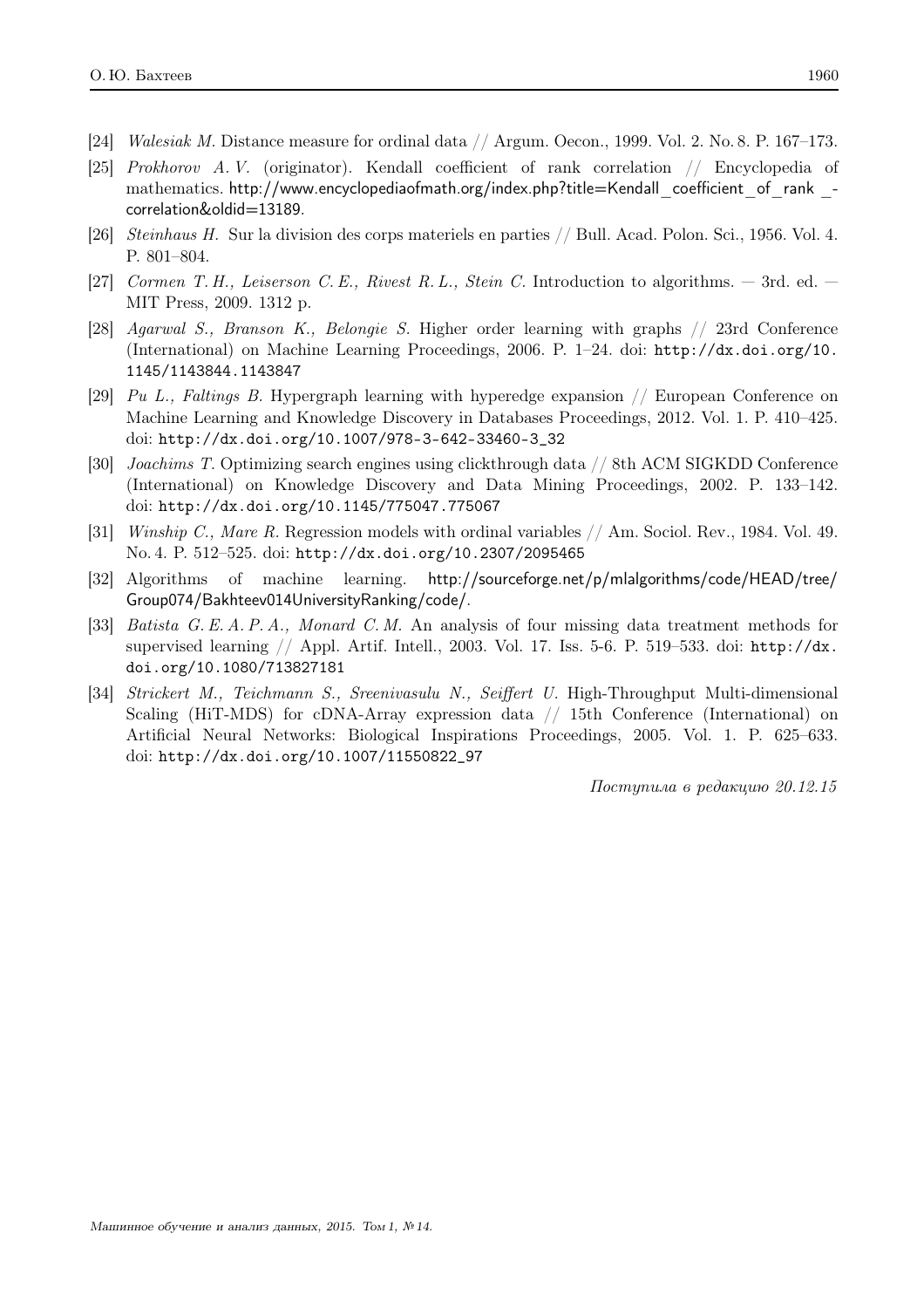[24] *Walesiak M.* Distance measure for ordinal data // Argum. Oecon., 1999. Vol. 2. No. 8. P. 167–173.

[25] *Prokhorov A. V.* (originator). Kendall coefficient of rank correlation // Encyclopedia of mathematics. http://www.encyclopediaofmath.org/index.php?title=Kendall_coefficient_of_rank_-correlation&oldid=13189.

[26] *Steinhaus H.* Sur la division des corps materiels en parties // Bull. Acad. Polon. Sci., 1956. Vol. 4. P. 801–804.

[27] *Cormen T. H., Leiserson C. E., Rivest R. L., Stein C.* Introduction to algorithms. — 3rd. ed. — MIT Press, 2009. 1312 p.

[28] *Agarwal S., Branson K., Belongie S.* Higher order learning with graphs // 23rd Conference (International) on Machine Learning Proceedings, 2006. P. 1–24. doi: http://dx.doi.org/10.1145/1143844.1143847

[29] *Pu L., Faltings B.* Hypergraph learning with hyperedge expansion // European Conference on Machine Learning and Knowledge Discovery in Databases Proceedings, 2012. Vol. 1. P. 410–425. doi: http://dx.doi.org/10.1007/978-3-642-33460-3_32

[30] *Joachims T.* Optimizing search engines using clickthrough data // 8th ACM SIGKDD Conference (International) on Knowledge Discovery and Data Mining Proceedings, 2002. P. 133–142. doi: http://dx.doi.org/10.1145/775047.775067

[31] *Winship C., Mare R.* Regression models with ordinal variables // Am. Sociol. Rev., 1984. Vol. 49. No. 4. P. 512–525. doi: http://dx.doi.org/10.2307/2095465

[32] Algorithms of machine learning. http://sourceforge.net/p/mlalgorithms/code/HEAD/tree/Group074/Bakhteev014UniversityRanking/code/.

[33] *Batista G. E. A. P. A., Monard C. M.* An analysis of four missing data treatment methods for supervised learning // Appl. Artif. Intell., 2003. Vol. 17. Iss. 5-6. P. 519–533. doi: http://dx.doi.org/10.1080/713827181

[34] *Strickert M., Teichmann S., Sreenivasulu N., Seiffert U.* High-Throughput Multi-dimensional Scaling (HiT-MDS) for cDNA-Array expression data // 15th Conference (International) on Artificial Neural Networks: Biological Inspirations Proceedings, 2005. Vol. 1. P. 625–633. doi: http://dx.doi.org/10.1007/11550822_97

*Поступила в редакцию 20.12.15*